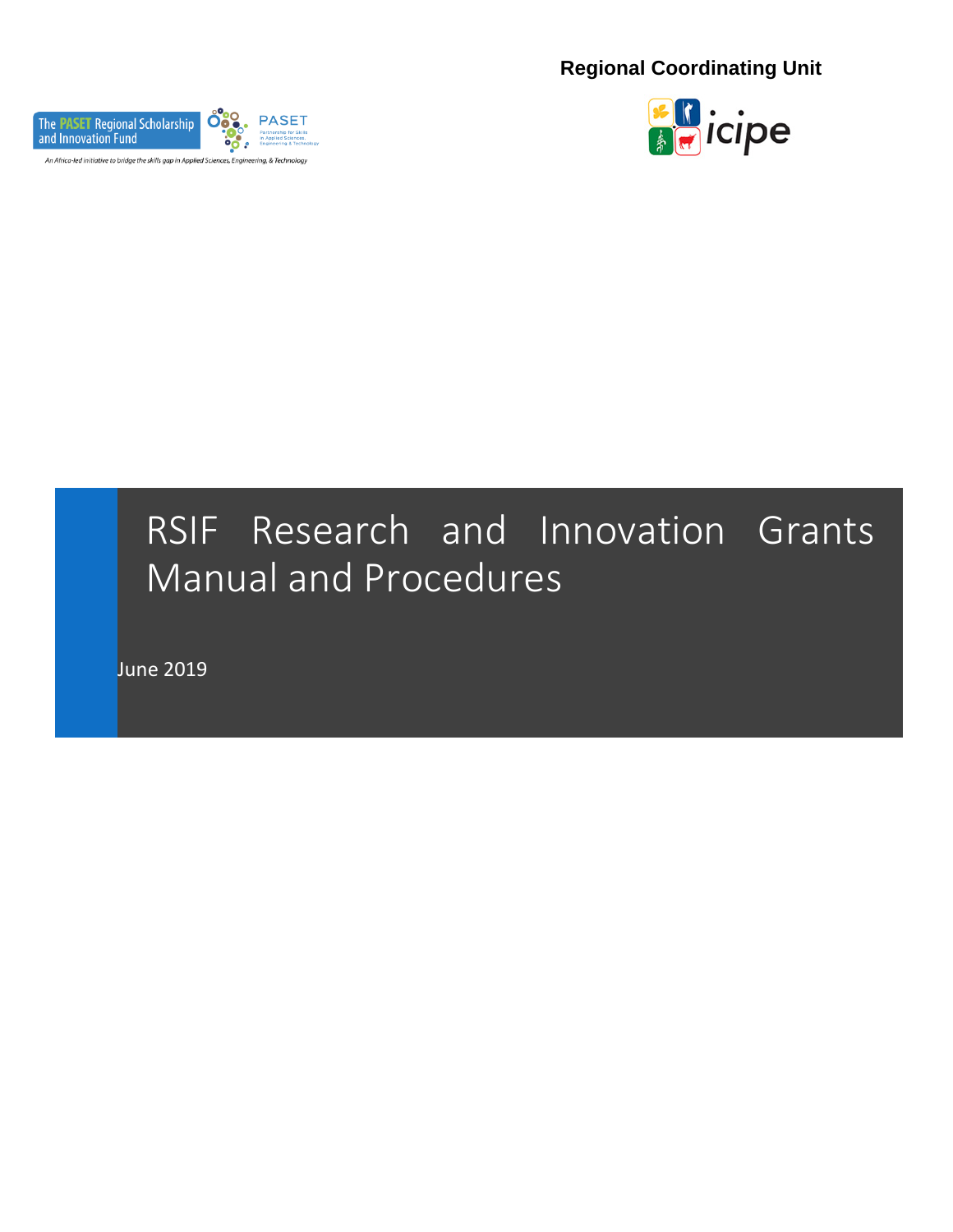**Regional Coordinating Unit**

The PASET Regional Scholarship and Innovation Fund

PASET — Partnership for Skills in Applied Sciences, Engineering & Technology

*An Africa-led initiative to bridge the skills gap in Applied Sciences, Engineering, & Technology*

icipe

# RSIF Research and Innovation Grants Manual and Procedures

June 2019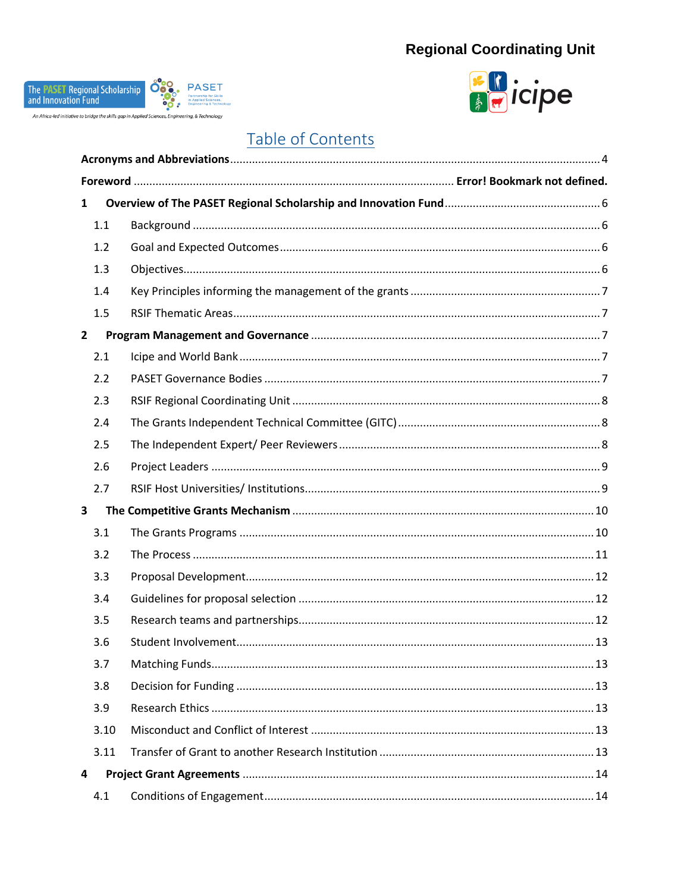Regional Coordinating Unit

# Table of Contents

**Acronyms and Abbreviations** .......... 4

**Foreword** .......... **Error! Bookmark not defined.**

**1 Overview of The PASET Regional Scholarship and Innovation Fund** .......... 6

- 1.1 Background .......... 6
- 1.2 Goal and Expected Outcomes .......... 6
- 1.3 Objectives .......... 6
- 1.4 Key Principles informing the management of the grants .......... 7
- 1.5 RSIF Thematic Areas .......... 7

**2 Program Management and Governance** .......... 7

- 2.1 Icipe and World Bank .......... 7
- 2.2 PASET Governance Bodies .......... 7
- 2.3 RSIF Regional Coordinating Unit .......... 8
- 2.4 The Grants Independent Technical Committee (GITC) .......... 8
- 2.5 The Independent Expert/ Peer Reviewers .......... 8
- 2.6 Project Leaders .......... 9
- 2.7 RSIF Host Universities/ Institutions .......... 9

**3 The Competitive Grants Mechanism** .......... 10

- 3.1 The Grants Programs .......... 10
- 3.2 The Process .......... 11
- 3.3 Proposal Development .......... 12
- 3.4 Guidelines for proposal selection .......... 12
- 3.5 Research teams and partnerships .......... 12
- 3.6 Student Involvement .......... 13
- 3.7 Matching Funds .......... 13
- 3.8 Decision for Funding .......... 13
- 3.9 Research Ethics .......... 13
- 3.10 Misconduct and Conflict of Interest .......... 13
- 3.11 Transfer of Grant to another Research Institution .......... 13

**4 Project Grant Agreements** .......... 14

- 4.1 Conditions of Engagement .......... 14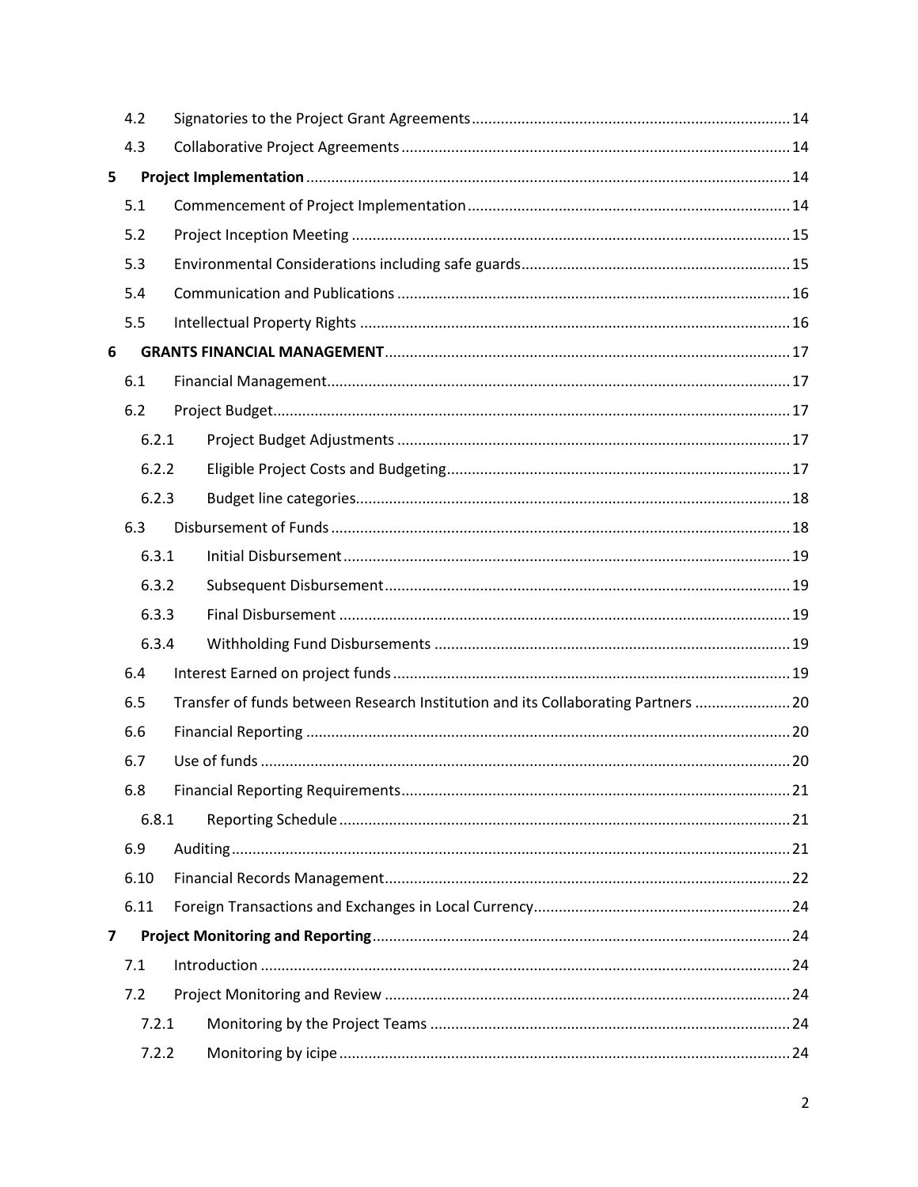4.2 Signatories to the Project Grant Agreements ........ 14

4.3 Collaborative Project Agreements ........ 14

**5 Project Implementation** ........ 14

5.1 Commencement of Project Implementation ........ 14

5.2 Project Inception Meeting ........ 15

5.3 Environmental Considerations including safe guards ........ 15

5.4 Communication and Publications ........ 16

5.5 Intellectual Property Rights ........ 16

**6 GRANTS FINANCIAL MANAGEMENT** ........ 17

6.1 Financial Management ........ 17

6.2 Project Budget ........ 17

6.2.1 Project Budget Adjustments ........ 17

6.2.2 Eligible Project Costs and Budgeting ........ 17

6.2.3 Budget line categories ........ 18

6.3 Disbursement of Funds ........ 18

6.3.1 Initial Disbursement ........ 19

6.3.2 Subsequent Disbursement ........ 19

6.3.3 Final Disbursement ........ 19

6.3.4 Withholding Fund Disbursements ........ 19

6.4 Interest Earned on project funds ........ 19

6.5 Transfer of funds between Research Institution and its Collaborating Partners ........ 20

6.6 Financial Reporting ........ 20

6.7 Use of funds ........ 20

6.8 Financial Reporting Requirements ........ 21

6.8.1 Reporting Schedule ........ 21

6.9 Auditing ........ 21

6.10 Financial Records Management ........ 22

6.11 Foreign Transactions and Exchanges in Local Currency ........ 24

**7 Project Monitoring and Reporting** ........ 24

7.1 Introduction ........ 24

7.2 Project Monitoring and Review ........ 24

7.2.1 Monitoring by the Project Teams ........ 24

7.2.2 Monitoring by icipe ........ 24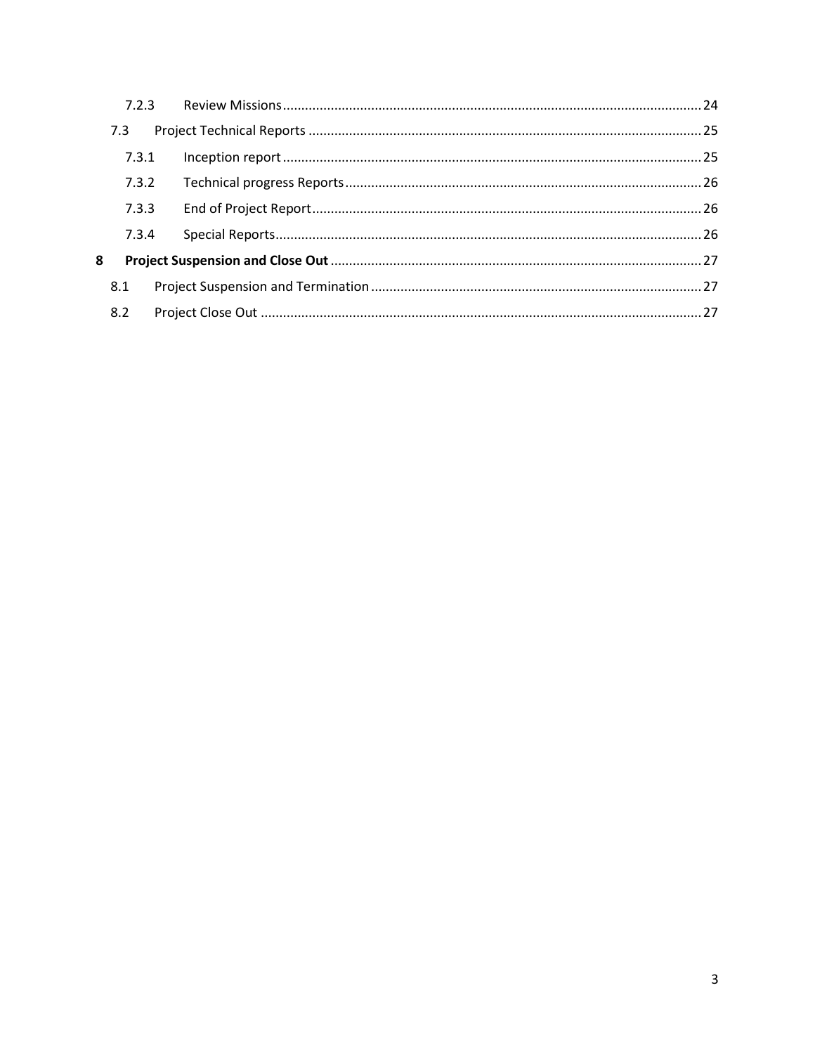7.2.3 Review Missions ........................................................................................................... 24

7.3 Project Technical Reports .................................................................................................. 25

7.3.1 Inception report ........................................................................................................... 25

7.3.2 Technical progress Reports ......................................................................................... 26

7.3.3 End of Project Report .................................................................................................. 26

7.3.4 Special Reports ............................................................................................................ 26

**8 Project Suspension and Close Out** ...................................................................................... 27

8.1 Project Suspension and Termination ................................................................................. 27

8.2 Project Close Out ............................................................................................................... 27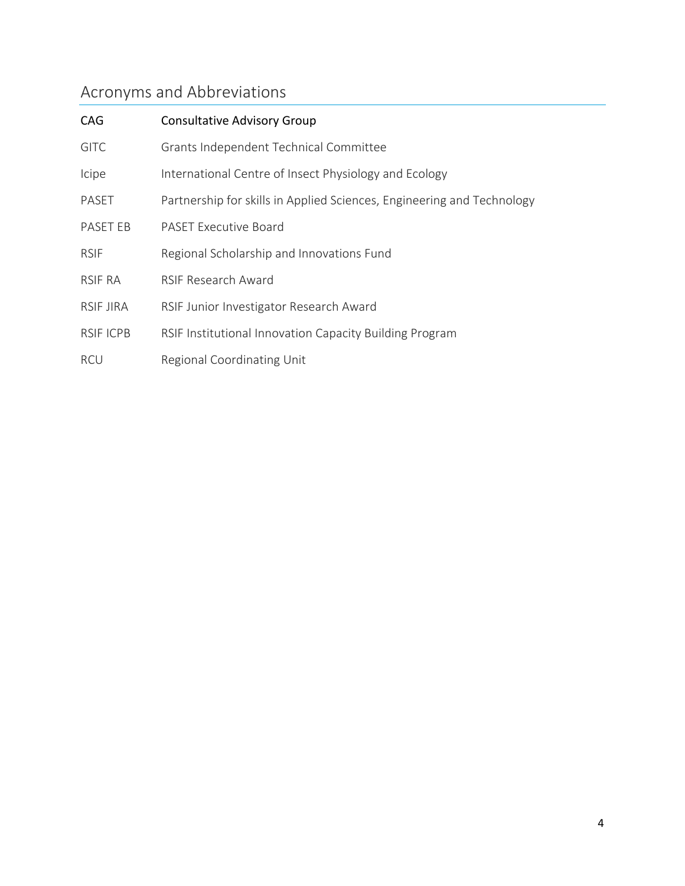## Acronyms and Abbreviations

| | |
|---|---|
| CAG | Consultative Advisory Group |
| GITC | Grants Independent Technical Committee |
| Icipe | International Centre of Insect Physiology and Ecology |
| PASET | Partnership for skills in Applied Sciences, Engineering and Technology |
| PASET EB | PASET Executive Board |
| RSIF | Regional Scholarship and Innovations Fund |
| RSIF RA | RSIF Research Award |
| RSIF JIRA | RSIF Junior Investigator Research Award |
| RSIF ICPB | RSIF Institutional Innovation Capacity Building Program |
| RCU | Regional Coordinating Unit |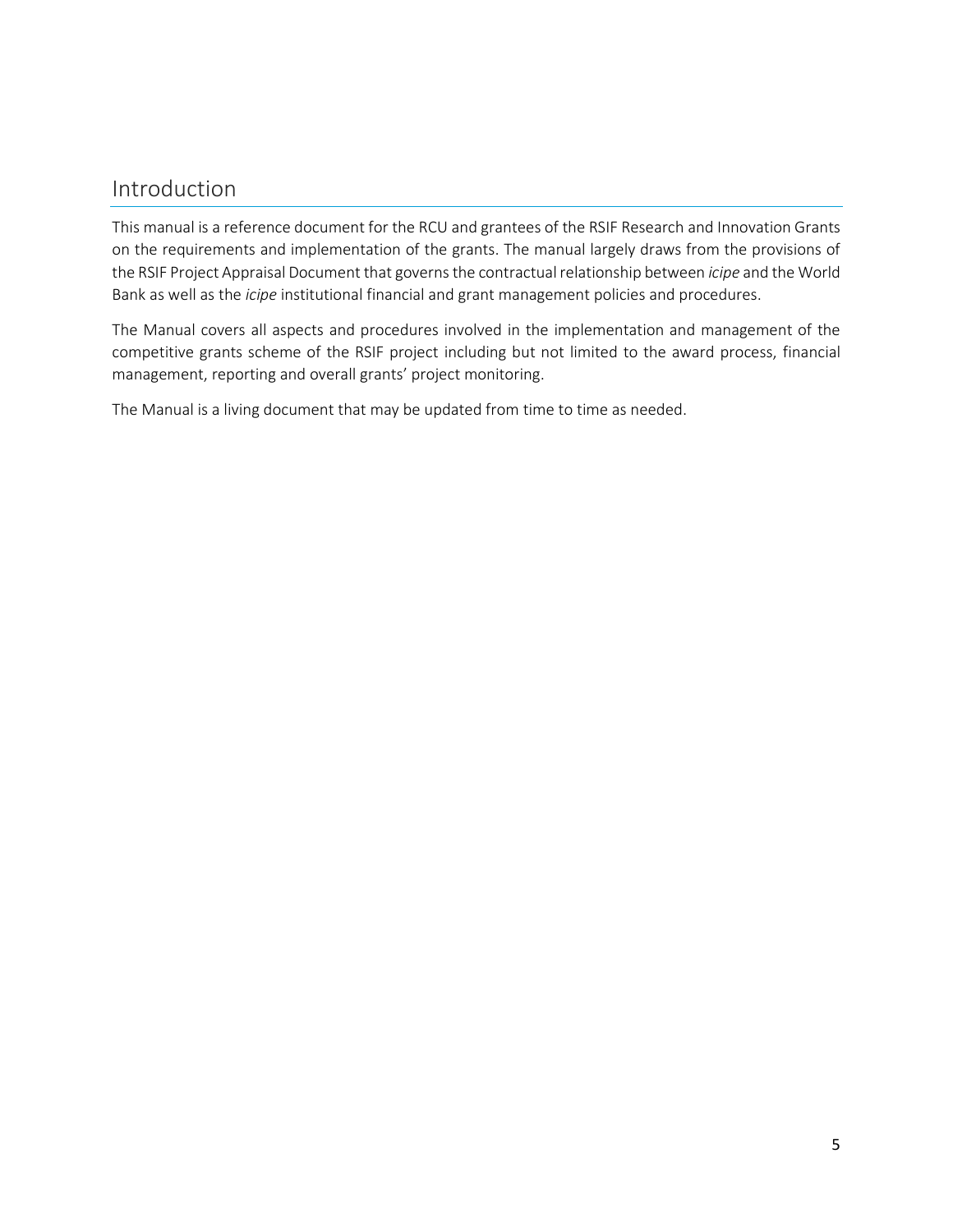## Introduction

This manual is a reference document for the RCU and grantees of the RSIF Research and Innovation Grants on the requirements and implementation of the grants. The manual largely draws from the provisions of the RSIF Project Appraisal Document that governs the contractual relationship between *icipe* and the World Bank as well as the *icipe* institutional financial and grant management policies and procedures.

The Manual covers all aspects and procedures involved in the implementation and management of the competitive grants scheme of the RSIF project including but not limited to the award process, financial management, reporting and overall grants' project monitoring.

The Manual is a living document that may be updated from time to time as needed.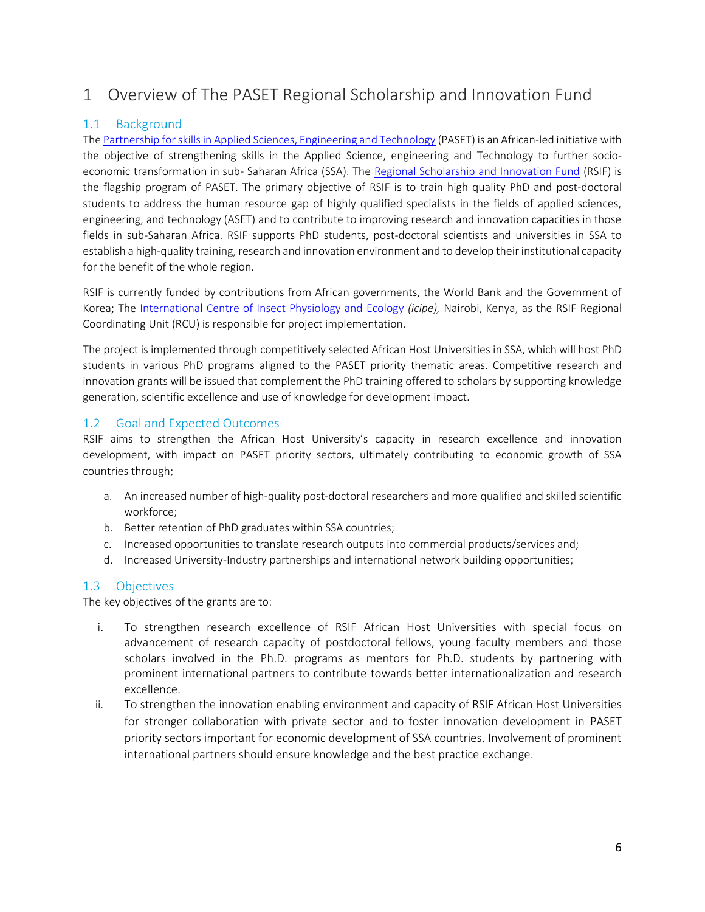# 1 Overview of The PASET Regional Scholarship and Innovation Fund

## 1.1 Background

The Partnership for skills in Applied Sciences, Engineering and Technology (PASET) is an African-led initiative with the objective of strengthening skills in the Applied Science, engineering and Technology to further socio-economic transformation in sub- Saharan Africa (SSA). The Regional Scholarship and Innovation Fund (RSIF) is the flagship program of PASET. The primary objective of RSIF is to train high quality PhD and post-doctoral students to address the human resource gap of highly qualified specialists in the fields of applied sciences, engineering, and technology (ASET) and to contribute to improving research and innovation capacities in those fields in sub-Saharan Africa. RSIF supports PhD students, post-doctoral scientists and universities in SSA to establish a high-quality training, research and innovation environment and to develop their institutional capacity for the benefit of the whole region.

RSIF is currently funded by contributions from African governments, the World Bank and the Government of Korea; The International Centre of Insect Physiology and Ecology *(icipe),* Nairobi, Kenya, as the RSIF Regional Coordinating Unit (RCU) is responsible for project implementation.

The project is implemented through competitively selected African Host Universities in SSA, which will host PhD students in various PhD programs aligned to the PASET priority thematic areas. Competitive research and innovation grants will be issued that complement the PhD training offered to scholars by supporting knowledge generation, scientific excellence and use of knowledge for development impact.

## 1.2 Goal and Expected Outcomes

RSIF aims to strengthen the African Host University's capacity in research excellence and innovation development, with impact on PASET priority sectors, ultimately contributing to economic growth of SSA countries through;

a. An increased number of high-quality post-doctoral researchers and more qualified and skilled scientific workforce;
b. Better retention of PhD graduates within SSA countries;
c. Increased opportunities to translate research outputs into commercial products/services and;
d. Increased University-Industry partnerships and international network building opportunities;

## 1.3 Objectives

The key objectives of the grants are to:

i. To strengthen research excellence of RSIF African Host Universities with special focus on advancement of research capacity of postdoctoral fellows, young faculty members and those scholars involved in the Ph.D. programs as mentors for Ph.D. students by partnering with prominent international partners to contribute towards better internationalization and research excellence.
ii. To strengthen the innovation enabling environment and capacity of RSIF African Host Universities for stronger collaboration with private sector and to foster innovation development in PASET priority sectors important for economic development of SSA countries. Involvement of prominent international partners should ensure knowledge and the best practice exchange.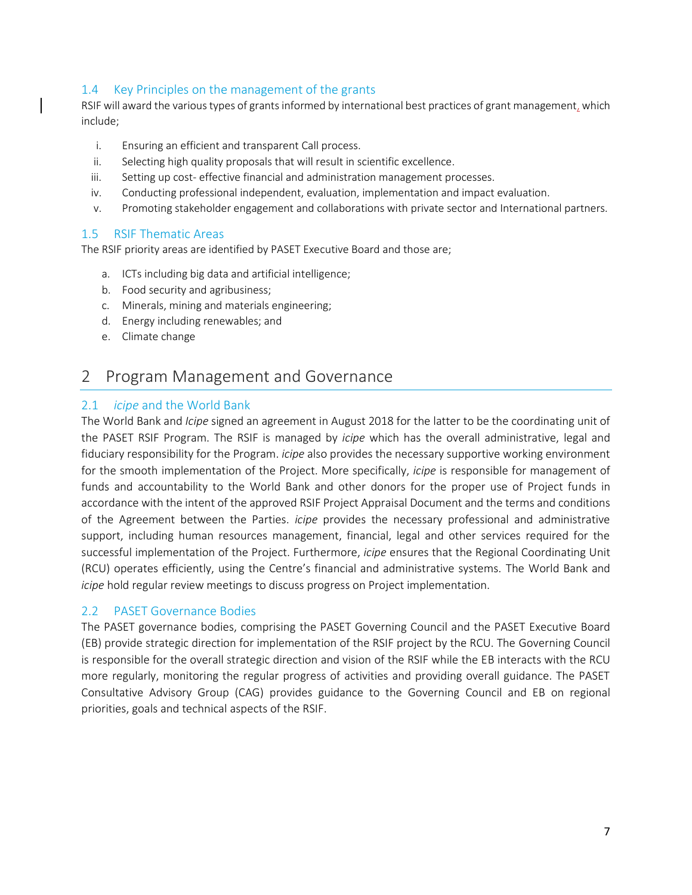### 1.4 Key Principles on the management of the grants

RSIF will award the various types of grants informed by international best practices of grant management, which include;

i. Ensuring an efficient and transparent Call process.
ii. Selecting high quality proposals that will result in scientific excellence.
iii. Setting up cost- effective financial and administration management processes.
iv. Conducting professional independent, evaluation, implementation and impact evaluation.
v. Promoting stakeholder engagement and collaborations with private sector and International partners.

### 1.5 RSIF Thematic Areas

The RSIF priority areas are identified by PASET Executive Board and those are;

a. ICTs including big data and artificial intelligence;
b. Food security and agribusiness;
c. Minerals, mining and materials engineering;
d. Energy including renewables; and
e. Climate change

## 2 Program Management and Governance

### 2.1 *icipe* and the World Bank

The World Bank and *Icipe* signed an agreement in August 2018 for the latter to be the coordinating unit of the PASET RSIF Program. The RSIF is managed by *icipe* which has the overall administrative, legal and fiduciary responsibility for the Program. *icipe* also provides the necessary supportive working environment for the smooth implementation of the Project. More specifically, *icipe* is responsible for management of funds and accountability to the World Bank and other donors for the proper use of Project funds in accordance with the intent of the approved RSIF Project Appraisal Document and the terms and conditions of the Agreement between the Parties. *icipe* provides the necessary professional and administrative support, including human resources management, financial, legal and other services required for the successful implementation of the Project. Furthermore, *icipe* ensures that the Regional Coordinating Unit (RCU) operates efficiently, using the Centre's financial and administrative systems. The World Bank and *icipe* hold regular review meetings to discuss progress on Project implementation.

### 2.2 PASET Governance Bodies

The PASET governance bodies, comprising the PASET Governing Council and the PASET Executive Board (EB) provide strategic direction for implementation of the RSIF project by the RCU. The Governing Council is responsible for the overall strategic direction and vision of the RSIF while the EB interacts with the RCU more regularly, monitoring the regular progress of activities and providing overall guidance. The PASET Consultative Advisory Group (CAG) provides guidance to the Governing Council and EB on regional priorities, goals and technical aspects of the RSIF.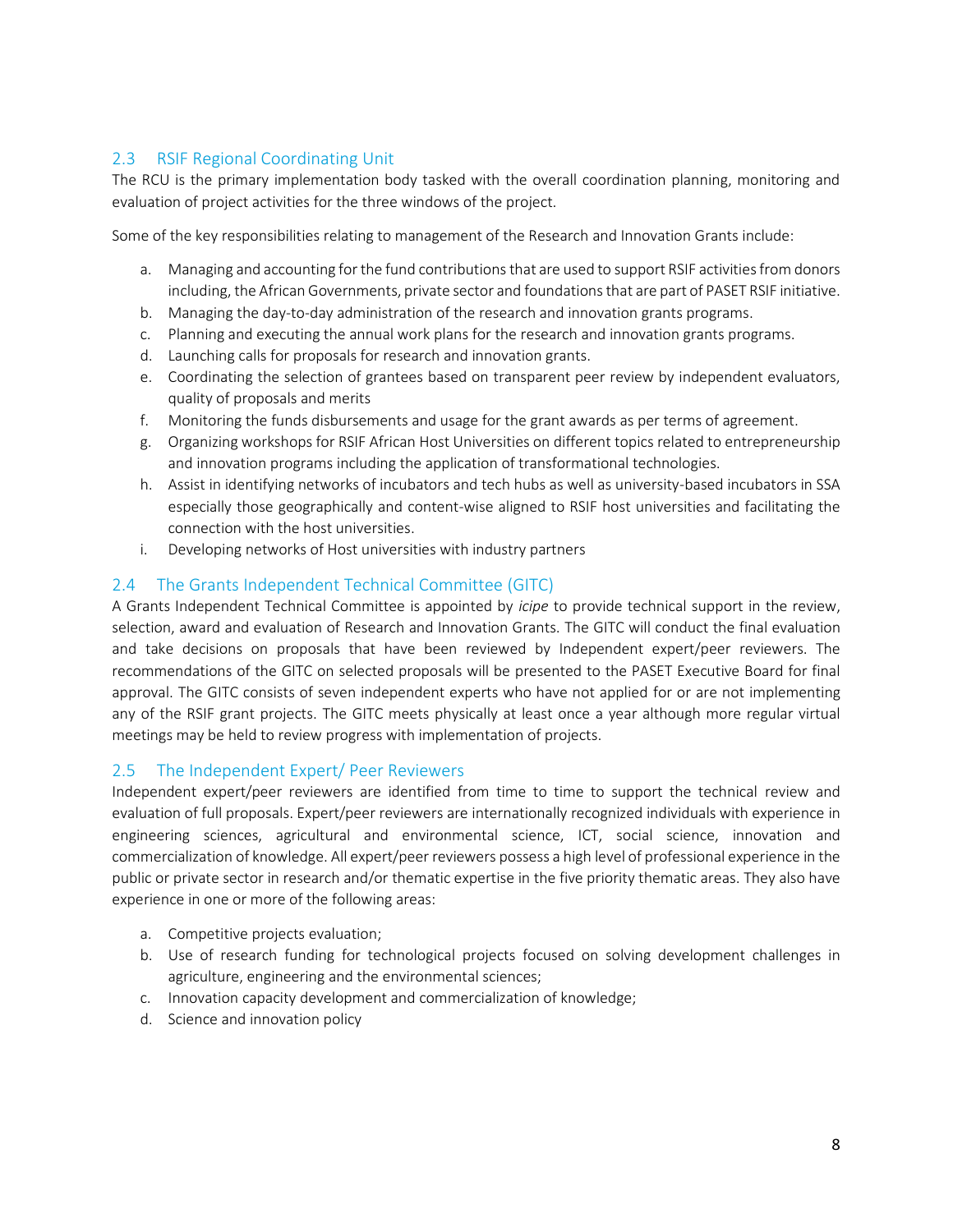## 2.3 RSIF Regional Coordinating Unit

The RCU is the primary implementation body tasked with the overall coordination planning, monitoring and evaluation of project activities for the three windows of the project.

Some of the key responsibilities relating to management of the Research and Innovation Grants include:

a. Managing and accounting for the fund contributions that are used to support RSIF activities from donors including, the African Governments, private sector and foundations that are part of PASET RSIF initiative.
b. Managing the day-to-day administration of the research and innovation grants programs.
c. Planning and executing the annual work plans for the research and innovation grants programs.
d. Launching calls for proposals for research and innovation grants.
e. Coordinating the selection of grantees based on transparent peer review by independent evaluators, quality of proposals and merits
f. Monitoring the funds disbursements and usage for the grant awards as per terms of agreement.
g. Organizing workshops for RSIF African Host Universities on different topics related to entrepreneurship and innovation programs including the application of transformational technologies.
h. Assist in identifying networks of incubators and tech hubs as well as university-based incubators in SSA especially those geographically and content-wise aligned to RSIF host universities and facilitating the connection with the host universities.
i. Developing networks of Host universities with industry partners

## 2.4 The Grants Independent Technical Committee (GITC)

A Grants Independent Technical Committee is appointed by *icipe* to provide technical support in the review, selection, award and evaluation of Research and Innovation Grants. The GITC will conduct the final evaluation and take decisions on proposals that have been reviewed by Independent expert/peer reviewers. The recommendations of the GITC on selected proposals will be presented to the PASET Executive Board for final approval. The GITC consists of seven independent experts who have not applied for or are not implementing any of the RSIF grant projects. The GITC meets physically at least once a year although more regular virtual meetings may be held to review progress with implementation of projects.

## 2.5 The Independent Expert/ Peer Reviewers

Independent expert/peer reviewers are identified from time to time to support the technical review and evaluation of full proposals. Expert/peer reviewers are internationally recognized individuals with experience in engineering sciences, agricultural and environmental science, ICT, social science, innovation and commercialization of knowledge. All expert/peer reviewers possess a high level of professional experience in the public or private sector in research and/or thematic expertise in the five priority thematic areas. They also have experience in one or more of the following areas:

a. Competitive projects evaluation;
b. Use of research funding for technological projects focused on solving development challenges in agriculture, engineering and the environmental sciences;
c. Innovation capacity development and commercialization of knowledge;
d. Science and innovation policy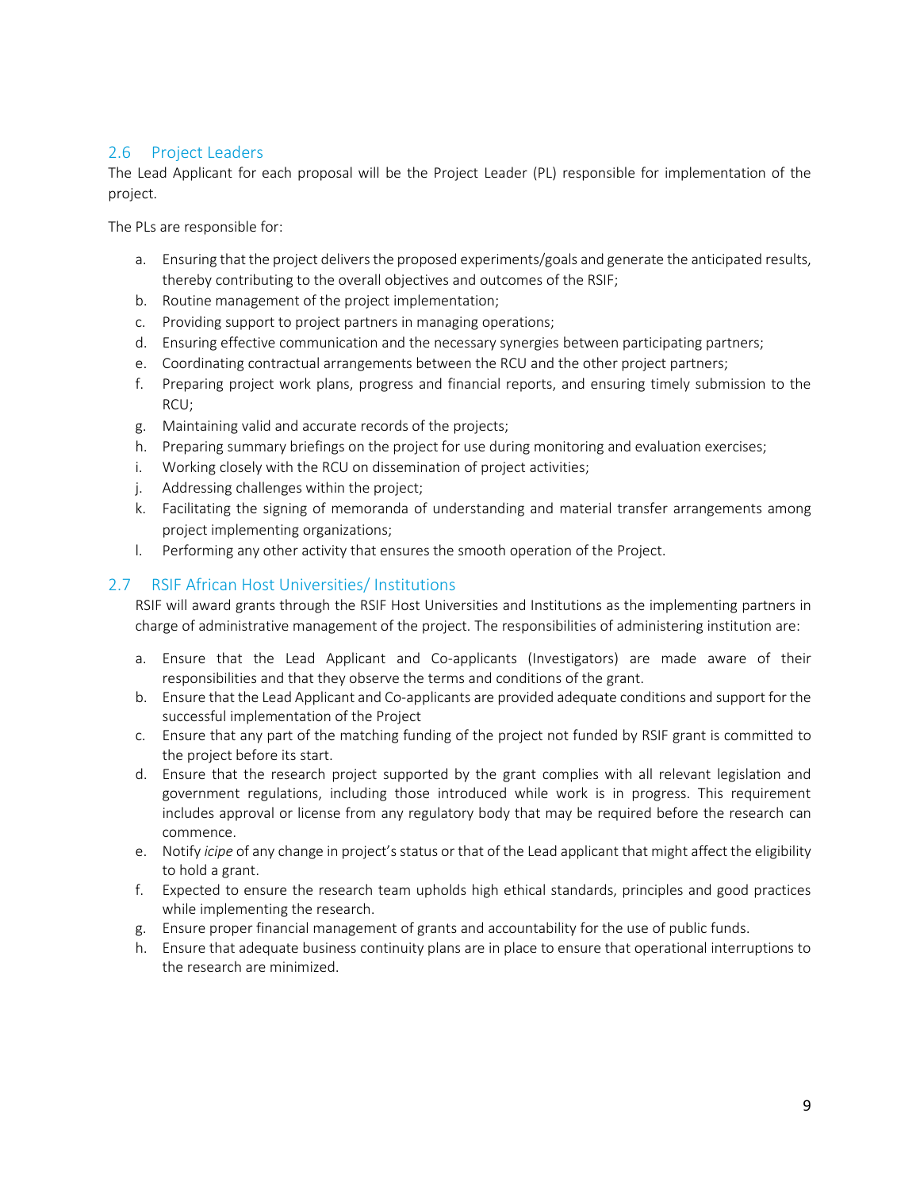## 2.6 Project Leaders

The Lead Applicant for each proposal will be the Project Leader (PL) responsible for implementation of the project.

The PLs are responsible for:

a. Ensuring that the project delivers the proposed experiments/goals and generate the anticipated results, thereby contributing to the overall objectives and outcomes of the RSIF;
b. Routine management of the project implementation;
c. Providing support to project partners in managing operations;
d. Ensuring effective communication and the necessary synergies between participating partners;
e. Coordinating contractual arrangements between the RCU and the other project partners;
f. Preparing project work plans, progress and financial reports, and ensuring timely submission to the RCU;
g. Maintaining valid and accurate records of the projects;
h. Preparing summary briefings on the project for use during monitoring and evaluation exercises;
i. Working closely with the RCU on dissemination of project activities;
j. Addressing challenges within the project;
k. Facilitating the signing of memoranda of understanding and material transfer arrangements among project implementing organizations;
l. Performing any other activity that ensures the smooth operation of the Project.

## 2.7 RSIF African Host Universities/ Institutions

RSIF will award grants through the RSIF Host Universities and Institutions as the implementing partners in charge of administrative management of the project. The responsibilities of administering institution are:

a. Ensure that the Lead Applicant and Co-applicants (Investigators) are made aware of their responsibilities and that they observe the terms and conditions of the grant.
b. Ensure that the Lead Applicant and Co-applicants are provided adequate conditions and support for the successful implementation of the Project
c. Ensure that any part of the matching funding of the project not funded by RSIF grant is committed to the project before its start.
d. Ensure that the research project supported by the grant complies with all relevant legislation and government regulations, including those introduced while work is in progress. This requirement includes approval or license from any regulatory body that may be required before the research can commence.
e. Notify *icipe* of any change in project's status or that of the Lead applicant that might affect the eligibility to hold a grant.
f. Expected to ensure the research team upholds high ethical standards, principles and good practices while implementing the research.
g. Ensure proper financial management of grants and accountability for the use of public funds.
h. Ensure that adequate business continuity plans are in place to ensure that operational interruptions to the research are minimized.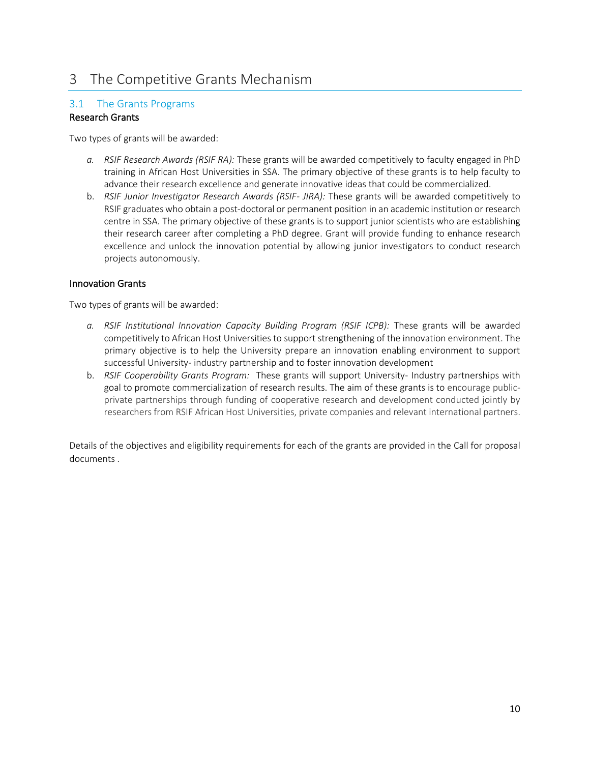# 3 The Competitive Grants Mechanism

## 3.1 The Grants Programs

**Research Grants**

Two types of grants will be awarded:

*a. RSIF Research Awards (RSIF RA):* These grants will be awarded competitively to faculty engaged in PhD training in African Host Universities in SSA. The primary objective of these grants is to help faculty to advance their research excellence and generate innovative ideas that could be commercialized.

b. *RSIF Junior Investigator Research Awards (RSIF- JIRA):* These grants will be awarded competitively to RSIF graduates who obtain a post-doctoral or permanent position in an academic institution or research centre in SSA. The primary objective of these grants is to support junior scientists who are establishing their research career after completing a PhD degree. Grant will provide funding to enhance research excellence and unlock the innovation potential by allowing junior investigators to conduct research projects autonomously.

**Innovation Grants**

Two types of grants will be awarded:

*a. RSIF Institutional Innovation Capacity Building Program (RSIF ICPB):* These grants will be awarded competitively to African Host Universities to support strengthening of the innovation environment. The primary objective is to help the University prepare an innovation enabling environment to support successful University- industry partnership and to foster innovation development

b. *RSIF Cooperability Grants Program:* These grants will support University- Industry partnerships with goal to promote commercialization of research results. The aim of these grants is to encourage public-private partnerships through funding of cooperative research and development conducted jointly by researchers from RSIF African Host Universities, private companies and relevant international partners.

Details of the objectives and eligibility requirements for each of the grants are provided in the Call for proposal documents .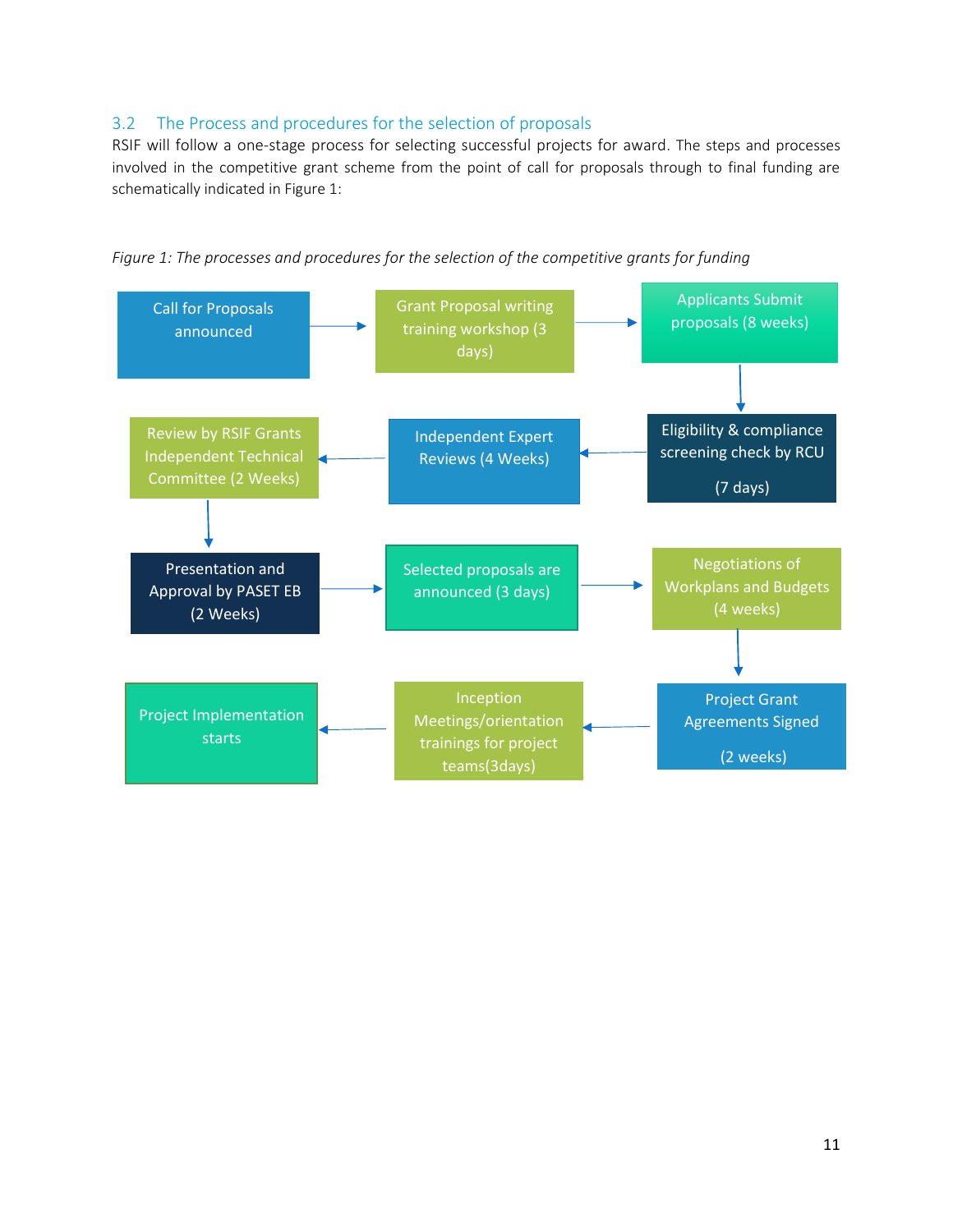### 3.2 The Process and procedures for the selection of proposals

RSIF will follow a one-stage process for selecting successful projects for award. The steps and processes involved in the competitive grant scheme from the point of call for proposals through to final funding are schematically indicated in Figure 1:

*Figure 1: The processes and procedures for the selection of the competitive grants for funding*

1. Call for Proposals announced
2. Grant Proposal writing training workshop (3 days)
3. Applicants Submit proposals (8 weeks)
4. Eligibility & compliance screening check by RCU (7 days)
5. Independent Expert Reviews (4 Weeks)
6. Review by RSIF Grants Independent Technical Committee (2 Weeks)
7. Presentation and Approval by PASET EB (2 Weeks)
8. Selected proposals are announced (3 days)
9. Negotiations of Workplans and Budgets (4 weeks)
10. Project Grant Agreements Signed (2 weeks)
11. Inception Meetings/orientation trainings for project teams(3days)
12. Project Implementation starts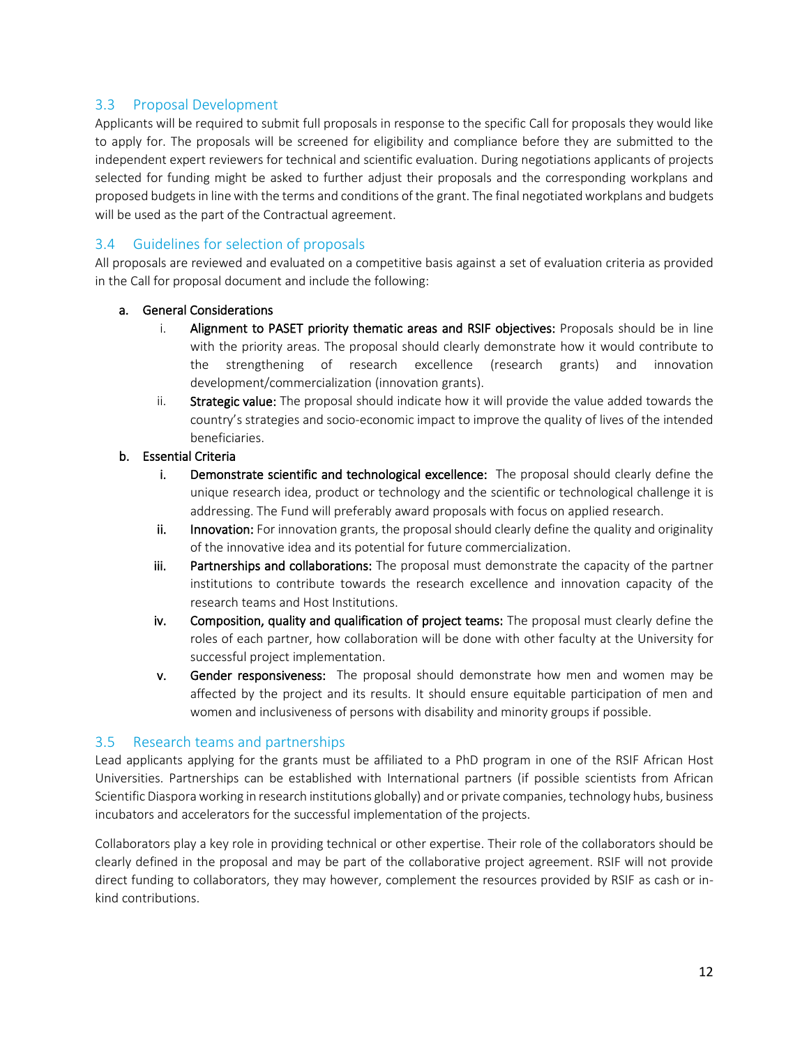## 3.3 Proposal Development

Applicants will be required to submit full proposals in response to the specific Call for proposals they would like to apply for. The proposals will be screened for eligibility and compliance before they are submitted to the independent expert reviewers for technical and scientific evaluation. During negotiations applicants of projects selected for funding might be asked to further adjust their proposals and the corresponding workplans and proposed budgets in line with the terms and conditions of the grant. The final negotiated workplans and budgets will be used as the part of the Contractual agreement.

## 3.4 Guidelines for selection of proposals

All proposals are reviewed and evaluated on a competitive basis against a set of evaluation criteria as provided in the Call for proposal document and include the following:

a. **General Considerations**
   i. **Alignment to PASET priority thematic areas and RSIF objectives:** Proposals should be in line with the priority areas. The proposal should clearly demonstrate how it would contribute to the strengthening of research excellence (research grants) and innovation development/commercialization (innovation grants).
   ii. **Strategic value:** The proposal should indicate how it will provide the value added towards the country's strategies and socio-economic impact to improve the quality of lives of the intended beneficiaries.

b. **Essential Criteria**
   i. **Demonstrate scientific and technological excellence:** The proposal should clearly define the unique research idea, product or technology and the scientific or technological challenge it is addressing. The Fund will preferably award proposals with focus on applied research.
   ii. **Innovation:** For innovation grants, the proposal should clearly define the quality and originality of the innovative idea and its potential for future commercialization.
   iii. **Partnerships and collaborations:** The proposal must demonstrate the capacity of the partner institutions to contribute towards the research excellence and innovation capacity of the research teams and Host Institutions.
   iv. **Composition, quality and qualification of project teams:** The proposal must clearly define the roles of each partner, how collaboration will be done with other faculty at the University for successful project implementation.
   v. **Gender responsiveness:** The proposal should demonstrate how men and women may be affected by the project and its results. It should ensure equitable participation of men and women and inclusiveness of persons with disability and minority groups if possible.

## 3.5 Research teams and partnerships

Lead applicants applying for the grants must be affiliated to a PhD program in one of the RSIF African Host Universities. Partnerships can be established with International partners (if possible scientists from African Scientific Diaspora working in research institutions globally) and or private companies, technology hubs, business incubators and accelerators for the successful implementation of the projects.

Collaborators play a key role in providing technical or other expertise. Their role of the collaborators should be clearly defined in the proposal and may be part of the collaborative project agreement. RSIF will not provide direct funding to collaborators, they may however, complement the resources provided by RSIF as cash or in-kind contributions.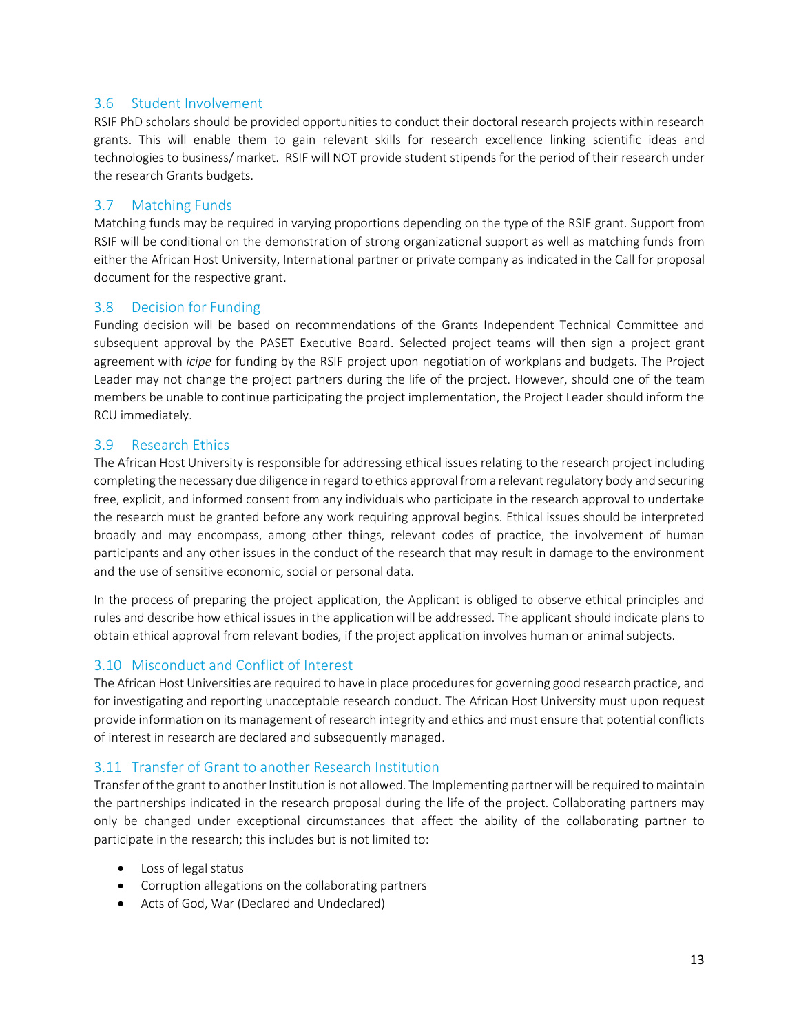### 3.6 Student Involvement

RSIF PhD scholars should be provided opportunities to conduct their doctoral research projects within research grants. This will enable them to gain relevant skills for research excellence linking scientific ideas and technologies to business/ market. RSIF will NOT provide student stipends for the period of their research under the research Grants budgets.

### 3.7 Matching Funds

Matching funds may be required in varying proportions depending on the type of the RSIF grant. Support from RSIF will be conditional on the demonstration of strong organizational support as well as matching funds from either the African Host University, International partner or private company as indicated in the Call for proposal document for the respective grant.

### 3.8 Decision for Funding

Funding decision will be based on recommendations of the Grants Independent Technical Committee and subsequent approval by the PASET Executive Board. Selected project teams will then sign a project grant agreement with *icipe* for funding by the RSIF project upon negotiation of workplans and budgets. The Project Leader may not change the project partners during the life of the project. However, should one of the team members be unable to continue participating the project implementation, the Project Leader should inform the RCU immediately.

### 3.9 Research Ethics

The African Host University is responsible for addressing ethical issues relating to the research project including completing the necessary due diligence in regard to ethics approval from a relevant regulatory body and securing free, explicit, and informed consent from any individuals who participate in the research approval to undertake the research must be granted before any work requiring approval begins. Ethical issues should be interpreted broadly and may encompass, among other things, relevant codes of practice, the involvement of human participants and any other issues in the conduct of the research that may result in damage to the environment and the use of sensitive economic, social or personal data.

In the process of preparing the project application, the Applicant is obliged to observe ethical principles and rules and describe how ethical issues in the application will be addressed. The applicant should indicate plans to obtain ethical approval from relevant bodies, if the project application involves human or animal subjects.

### 3.10 Misconduct and Conflict of Interest

The African Host Universities are required to have in place procedures for governing good research practice, and for investigating and reporting unacceptable research conduct. The African Host University must upon request provide information on its management of research integrity and ethics and must ensure that potential conflicts of interest in research are declared and subsequently managed.

### 3.11 Transfer of Grant to another Research Institution

Transfer of the grant to another Institution is not allowed. The Implementing partner will be required to maintain the partnerships indicated in the research proposal during the life of the project. Collaborating partners may only be changed under exceptional circumstances that affect the ability of the collaborating partner to participate in the research; this includes but is not limited to:

- Loss of legal status
- Corruption allegations on the collaborating partners
- Acts of God, War (Declared and Undeclared)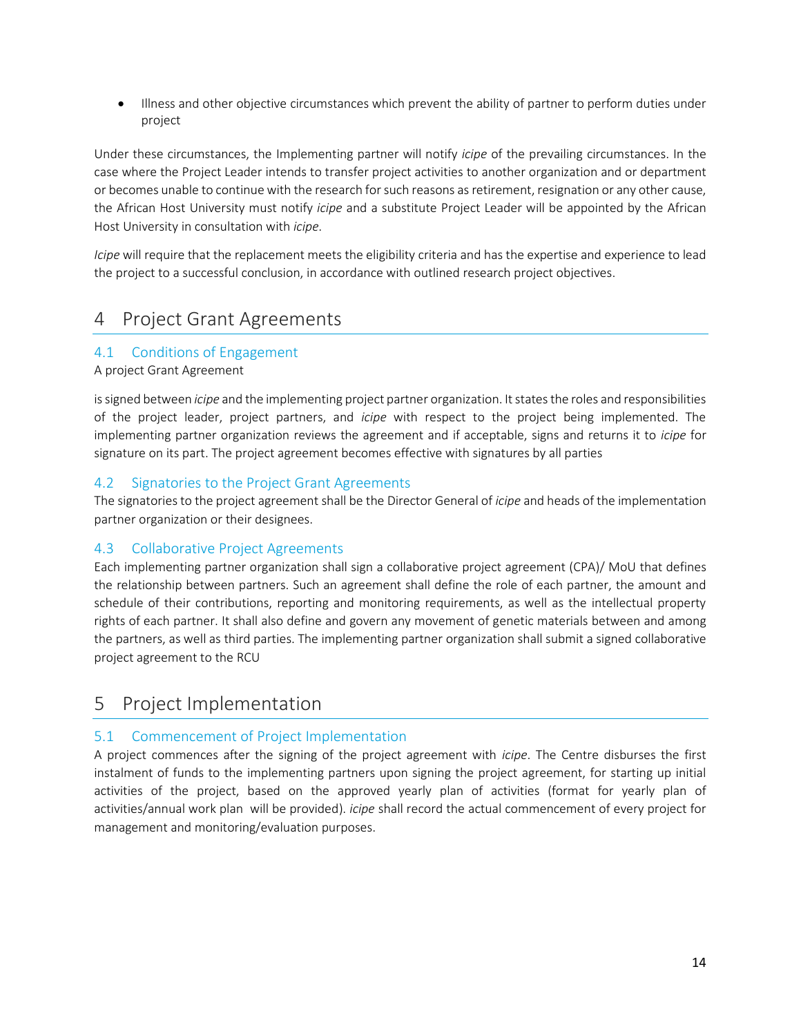- Illness and other objective circumstances which prevent the ability of partner to perform duties under project

Under these circumstances, the Implementing partner will notify *icipe* of the prevailing circumstances. In the case where the Project Leader intends to transfer project activities to another organization and or department or becomes unable to continue with the research for such reasons as retirement, resignation or any other cause, the African Host University must notify *icipe* and a substitute Project Leader will be appointed by the African Host University in consultation with *icipe*.

*Icipe* will require that the replacement meets the eligibility criteria and has the expertise and experience to lead the project to a successful conclusion, in accordance with outlined research project objectives.

# 4 Project Grant Agreements

## 4.1 Conditions of Engagement

A project Grant Agreement

is signed between *icipe* and the implementing project partner organization. It states the roles and responsibilities of the project leader, project partners, and *icipe* with respect to the project being implemented. The implementing partner organization reviews the agreement and if acceptable, signs and returns it to *icipe* for signature on its part. The project agreement becomes effective with signatures by all parties

## 4.2 Signatories to the Project Grant Agreements

The signatories to the project agreement shall be the Director General of *icipe* and heads of the implementation partner organization or their designees.

## 4.3 Collaborative Project Agreements

Each implementing partner organization shall sign a collaborative project agreement (CPA)/ MoU that defines the relationship between partners. Such an agreement shall define the role of each partner, the amount and schedule of their contributions, reporting and monitoring requirements, as well as the intellectual property rights of each partner. It shall also define and govern any movement of genetic materials between and among the partners, as well as third parties. The implementing partner organization shall submit a signed collaborative project agreement to the RCU

# 5 Project Implementation

## 5.1 Commencement of Project Implementation

A project commences after the signing of the project agreement with *icipe*. The Centre disburses the first instalment of funds to the implementing partners upon signing the project agreement, for starting up initial activities of the project, based on the approved yearly plan of activities (format for yearly plan of activities/annual work plan will be provided). *icipe* shall record the actual commencement of every project for management and monitoring/evaluation purposes.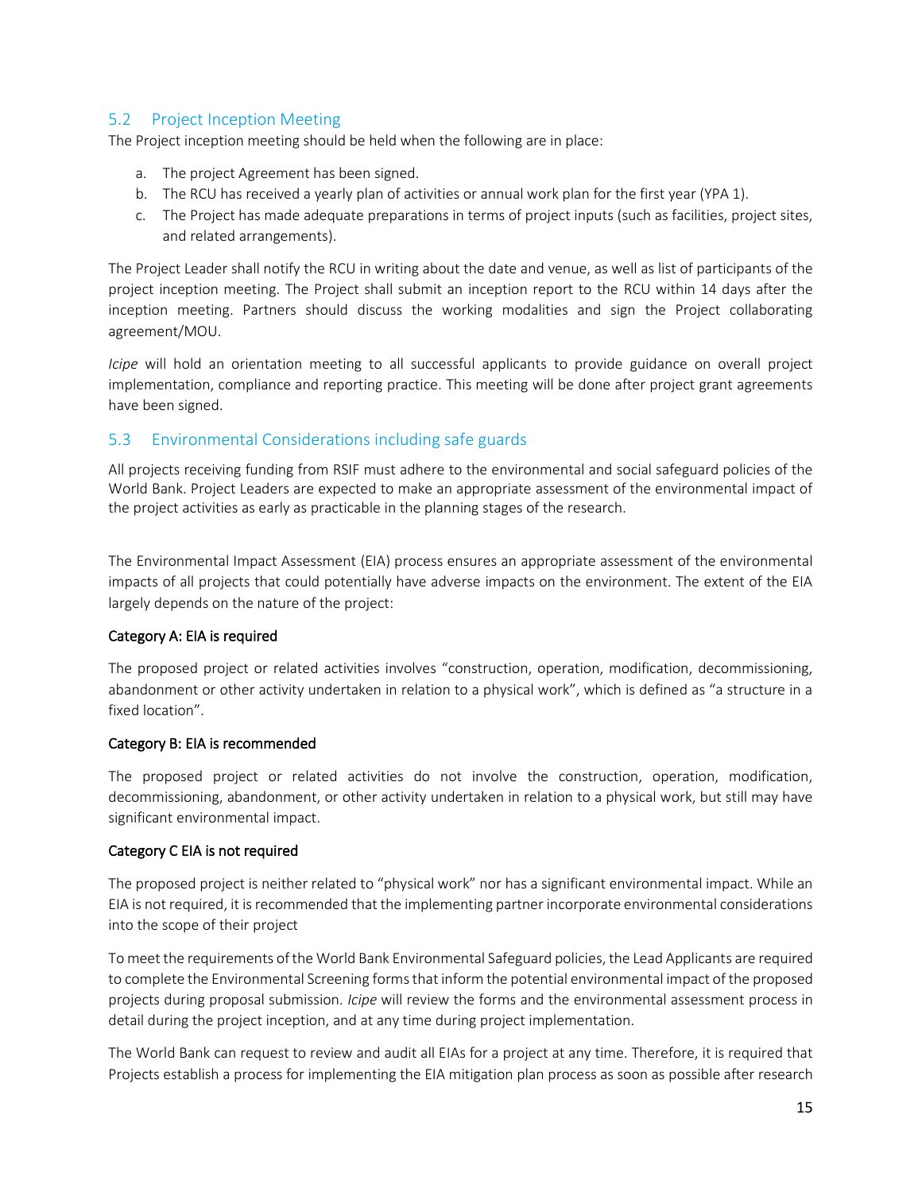## 5.2 Project Inception Meeting

The Project inception meeting should be held when the following are in place:

a. The project Agreement has been signed.
b. The RCU has received a yearly plan of activities or annual work plan for the first year (YPA 1).
c. The Project has made adequate preparations in terms of project inputs (such as facilities, project sites, and related arrangements).

The Project Leader shall notify the RCU in writing about the date and venue, as well as list of participants of the project inception meeting. The Project shall submit an inception report to the RCU within 14 days after the inception meeting. Partners should discuss the working modalities and sign the Project collaborating agreement/MOU.

*Icipe* will hold an orientation meeting to all successful applicants to provide guidance on overall project implementation, compliance and reporting practice. This meeting will be done after project grant agreements have been signed.

## 5.3 Environmental Considerations including safe guards

All projects receiving funding from RSIF must adhere to the environmental and social safeguard policies of the World Bank. Project Leaders are expected to make an appropriate assessment of the environmental impact of the project activities as early as practicable in the planning stages of the research.

The Environmental Impact Assessment (EIA) process ensures an appropriate assessment of the environmental impacts of all projects that could potentially have adverse impacts on the environment. The extent of the EIA largely depends on the nature of the project:

**Category A: EIA is required**

The proposed project or related activities involves "construction, operation, modification, decommissioning, abandonment or other activity undertaken in relation to a physical work", which is defined as "a structure in a fixed location".

**Category B: EIA is recommended**

The proposed project or related activities do not involve the construction, operation, modification, decommissioning, abandonment, or other activity undertaken in relation to a physical work, but still may have significant environmental impact.

**Category C EIA is not required**

The proposed project is neither related to "physical work" nor has a significant environmental impact. While an EIA is not required, it is recommended that the implementing partner incorporate environmental considerations into the scope of their project

To meet the requirements of the World Bank Environmental Safeguard policies, the Lead Applicants are required to complete the Environmental Screening forms that inform the potential environmental impact of the proposed projects during proposal submission. *Icipe* will review the forms and the environmental assessment process in detail during the project inception, and at any time during project implementation.

The World Bank can request to review and audit all EIAs for a project at any time. Therefore, it is required that Projects establish a process for implementing the EIA mitigation plan process as soon as possible after research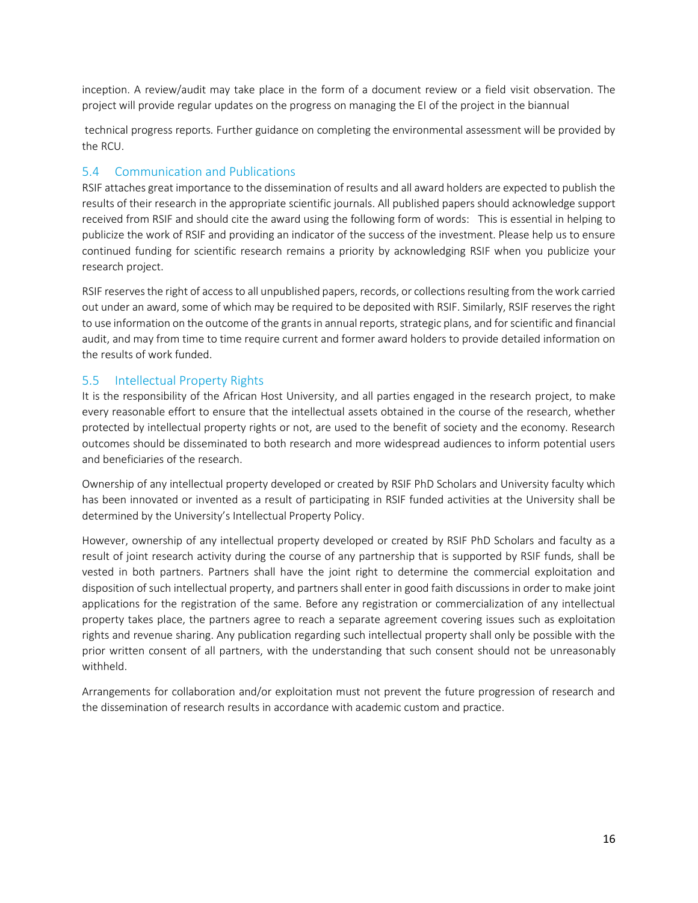inception. A review/audit may take place in the form of a document review or a field visit observation. The project will provide regular updates on the progress on managing the EI of the project in the biannual

technical progress reports. Further guidance on completing the environmental assessment will be provided by the RCU.

## 5.4 Communication and Publications

RSIF attaches great importance to the dissemination of results and all award holders are expected to publish the results of their research in the appropriate scientific journals. All published papers should acknowledge support received from RSIF and should cite the award using the following form of words: This is essential in helping to publicize the work of RSIF and providing an indicator of the success of the investment. Please help us to ensure continued funding for scientific research remains a priority by acknowledging RSIF when you publicize your research project.

RSIF reserves the right of access to all unpublished papers, records, or collections resulting from the work carried out under an award, some of which may be required to be deposited with RSIF. Similarly, RSIF reserves the right to use information on the outcome of the grants in annual reports, strategic plans, and for scientific and financial audit, and may from time to time require current and former award holders to provide detailed information on the results of work funded.

## 5.5 Intellectual Property Rights

It is the responsibility of the African Host University, and all parties engaged in the research project, to make every reasonable effort to ensure that the intellectual assets obtained in the course of the research, whether protected by intellectual property rights or not, are used to the benefit of society and the economy. Research outcomes should be disseminated to both research and more widespread audiences to inform potential users and beneficiaries of the research.

Ownership of any intellectual property developed or created by RSIF PhD Scholars and University faculty which has been innovated or invented as a result of participating in RSIF funded activities at the University shall be determined by the University's Intellectual Property Policy.

However, ownership of any intellectual property developed or created by RSIF PhD Scholars and faculty as a result of joint research activity during the course of any partnership that is supported by RSIF funds, shall be vested in both partners. Partners shall have the joint right to determine the commercial exploitation and disposition of such intellectual property, and partners shall enter in good faith discussions in order to make joint applications for the registration of the same. Before any registration or commercialization of any intellectual property takes place, the partners agree to reach a separate agreement covering issues such as exploitation rights and revenue sharing. Any publication regarding such intellectual property shall only be possible with the prior written consent of all partners, with the understanding that such consent should not be unreasonably withheld.

Arrangements for collaboration and/or exploitation must not prevent the future progression of research and the dissemination of research results in accordance with academic custom and practice.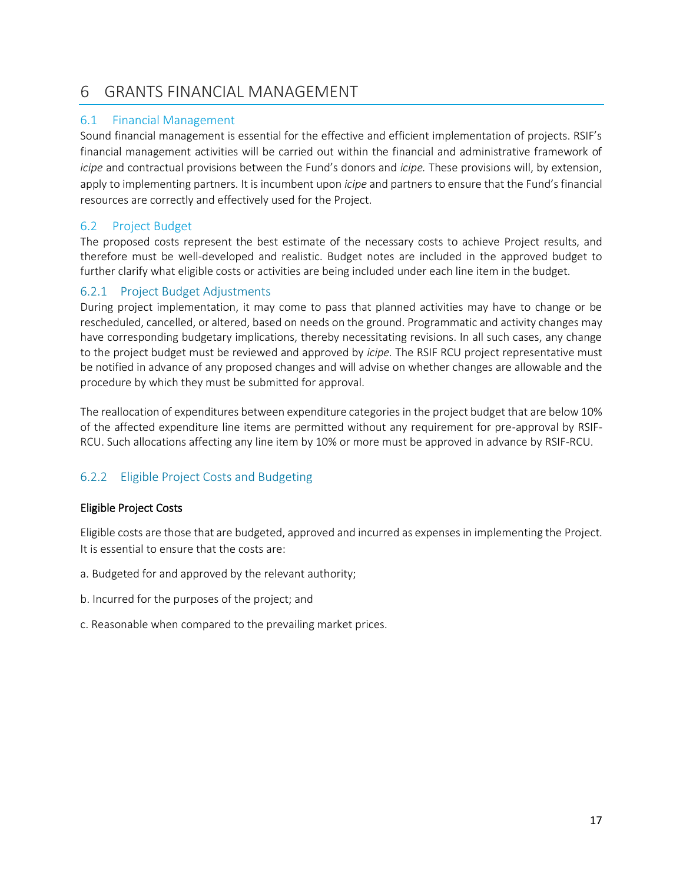# 6 GRANTS FINANCIAL MANAGEMENT

## 6.1 Financial Management

Sound financial management is essential for the effective and efficient implementation of projects. RSIF's financial management activities will be carried out within the financial and administrative framework of *icipe* and contractual provisions between the Fund's donors and *icipe.* These provisions will, by extension, apply to implementing partners. It is incumbent upon *icipe* and partners to ensure that the Fund's financial resources are correctly and effectively used for the Project.

## 6.2 Project Budget

The proposed costs represent the best estimate of the necessary costs to achieve Project results, and therefore must be well-developed and realistic. Budget notes are included in the approved budget to further clarify what eligible costs or activities are being included under each line item in the budget.

### 6.2.1 Project Budget Adjustments

During project implementation, it may come to pass that planned activities may have to change or be rescheduled, cancelled, or altered, based on needs on the ground. Programmatic and activity changes may have corresponding budgetary implications, thereby necessitating revisions. In all such cases, any change to the project budget must be reviewed and approved by *icipe.* The RSIF RCU project representative must be notified in advance of any proposed changes and will advise on whether changes are allowable and the procedure by which they must be submitted for approval.

The reallocation of expenditures between expenditure categories in the project budget that are below 10% of the affected expenditure line items are permitted without any requirement for pre-approval by RSIF-RCU. Such allocations affecting any line item by 10% or more must be approved in advance by RSIF-RCU.

### 6.2.2 Eligible Project Costs and Budgeting

**Eligible Project Costs**

Eligible costs are those that are budgeted, approved and incurred as expenses in implementing the Project. It is essential to ensure that the costs are:

a. Budgeted for and approved by the relevant authority;

b. Incurred for the purposes of the project; and

c. Reasonable when compared to the prevailing market prices.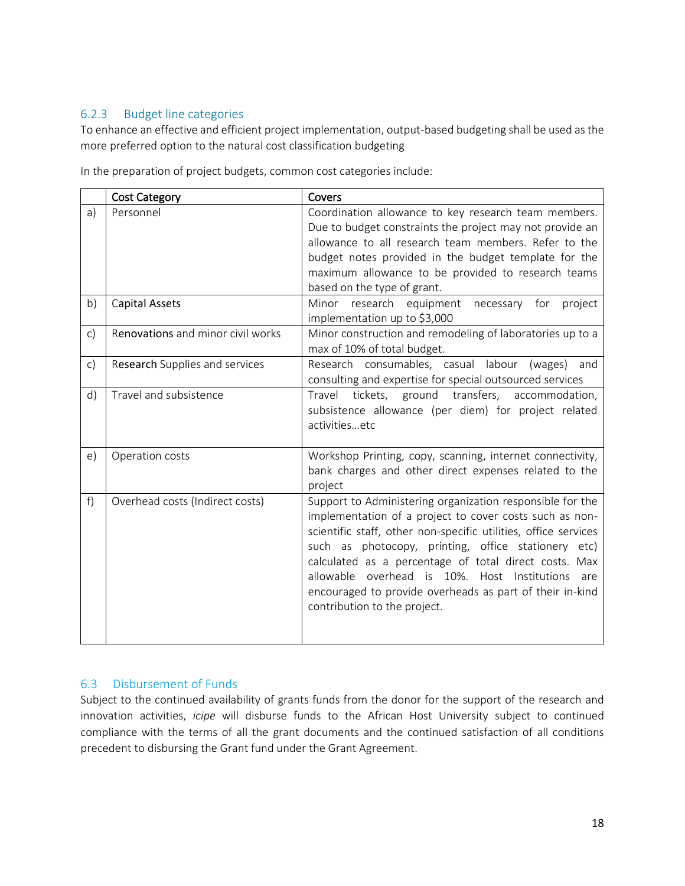### 6.2.3 Budget line categories

To enhance an effective and efficient project implementation, output-based budgeting shall be used as the more preferred option to the natural cost classification budgeting

In the preparation of project budgets, common cost categories include:

| | Cost Category | Covers |
|---|---|---|
| a) | Personnel | Coordination allowance to key research team members. Due to budget constraints the project may not provide an allowance to all research team members. Refer to the budget notes provided in the budget template for the maximum allowance to be provided to research teams based on the type of grant. |
| b) | Capital Assets | Minor research equipment necessary for project implementation up to $3,000 |
| c) | Renovations and minor civil works | Minor construction and remodeling of laboratories up to a max of 10% of total budget. |
| c) | Research Supplies and services | Research consumables, casual labour (wages) and consulting and expertise for special outsourced services |
| d) | Travel and subsistence | Travel tickets, ground transfers, accommodation, subsistence allowance (per diem) for project related activities…etc |
| e) | Operation costs | Workshop Printing, copy, scanning, internet connectivity, bank charges and other direct expenses related to the project |
| f) | Overhead costs (Indirect costs) | Support to Administering organization responsible for the implementation of a project to cover costs such as non-scientific staff, other non-specific utilities, office services such as photocopy, printing, office stationery etc) calculated as a percentage of total direct costs. Max allowable overhead is 10%. Host Institutions are encouraged to provide overheads as part of their in-kind contribution to the project. |

## 6.3 Disbursement of Funds

Subject to the continued availability of grants funds from the donor for the support of the research and innovation activities, *icipe* will disburse funds to the African Host University subject to continued compliance with the terms of all the grant documents and the continued satisfaction of all conditions precedent to disbursing the Grant fund under the Grant Agreement.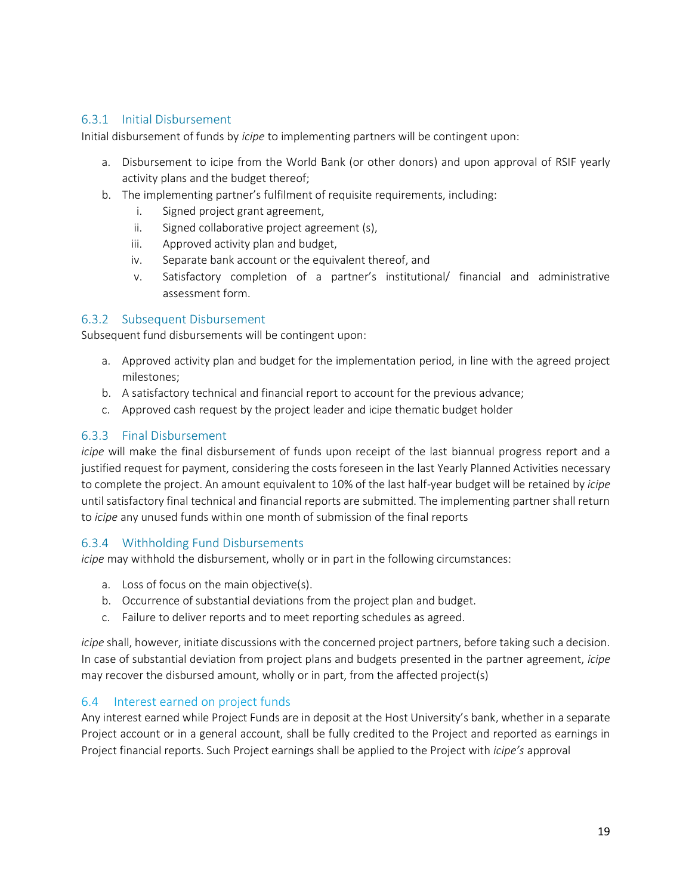### 6.3.1 Initial Disbursement

Initial disbursement of funds by *icipe* to implementing partners will be contingent upon:

a. Disbursement to icipe from the World Bank (or other donors) and upon approval of RSIF yearly activity plans and the budget thereof;
b. The implementing partner's fulfilment of requisite requirements, including:
   i. Signed project grant agreement,
   ii. Signed collaborative project agreement (s),
   iii. Approved activity plan and budget,
   iv. Separate bank account or the equivalent thereof, and
   v. Satisfactory completion of a partner's institutional/ financial and administrative assessment form.

### 6.3.2 Subsequent Disbursement

Subsequent fund disbursements will be contingent upon:

a. Approved activity plan and budget for the implementation period, in line with the agreed project milestones;
b. A satisfactory technical and financial report to account for the previous advance;
c. Approved cash request by the project leader and icipe thematic budget holder

### 6.3.3 Final Disbursement

*icipe* will make the final disbursement of funds upon receipt of the last biannual progress report and a justified request for payment, considering the costs foreseen in the last Yearly Planned Activities necessary to complete the project. An amount equivalent to 10% of the last half-year budget will be retained by *icipe* until satisfactory final technical and financial reports are submitted. The implementing partner shall return to *icipe* any unused funds within one month of submission of the final reports

### 6.3.4 Withholding Fund Disbursements

*icipe* may withhold the disbursement, wholly or in part in the following circumstances:

a. Loss of focus on the main objective(s).
b. Occurrence of substantial deviations from the project plan and budget.
c. Failure to deliver reports and to meet reporting schedules as agreed.

*icipe* shall, however, initiate discussions with the concerned project partners, before taking such a decision. In case of substantial deviation from project plans and budgets presented in the partner agreement, *icipe* may recover the disbursed amount, wholly or in part, from the affected project(s)

## 6.4 Interest earned on project funds

Any interest earned while Project Funds are in deposit at the Host University's bank, whether in a separate Project account or in a general account, shall be fully credited to the Project and reported as earnings in Project financial reports. Such Project earnings shall be applied to the Project with *icipe's* approval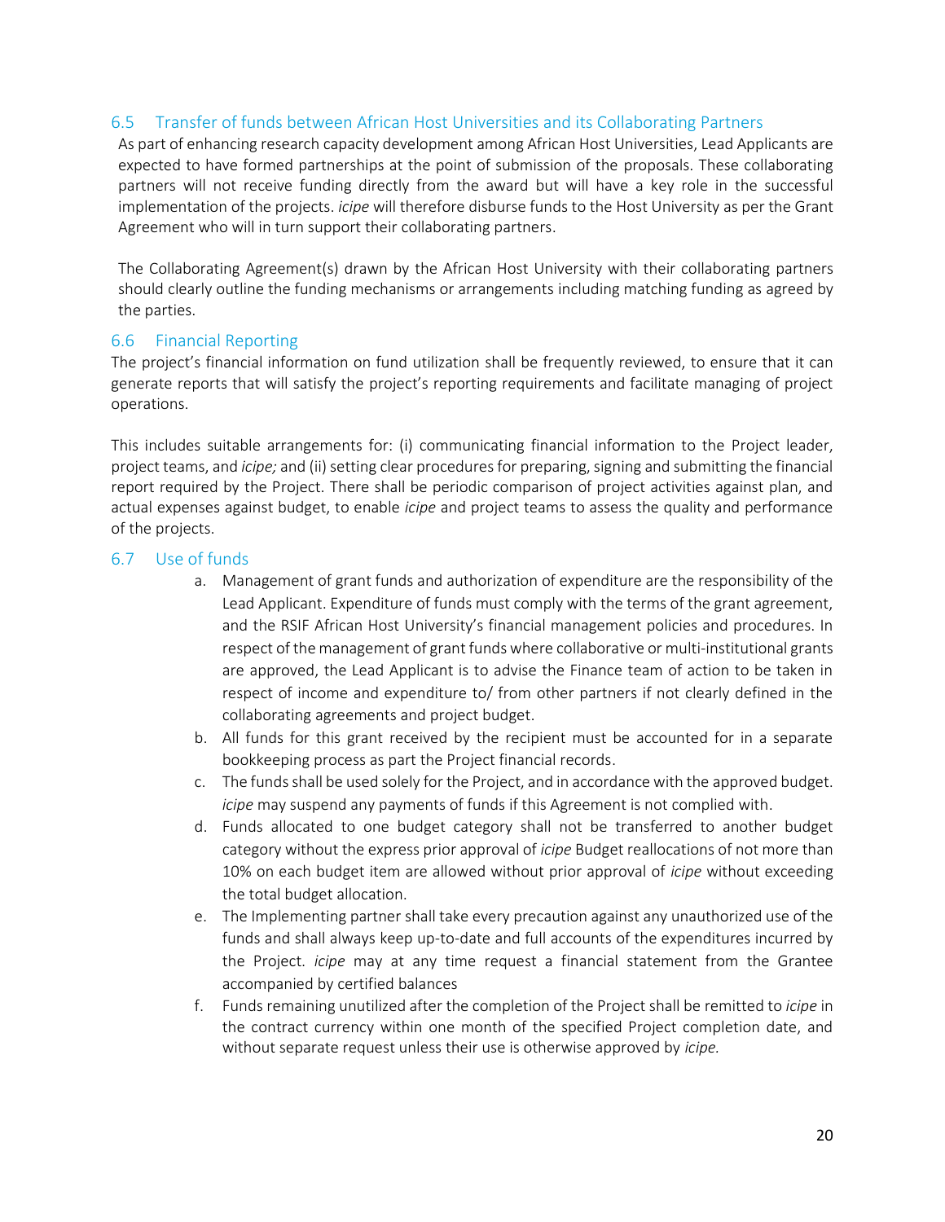## 6.5 Transfer of funds between African Host Universities and its Collaborating Partners

As part of enhancing research capacity development among African Host Universities, Lead Applicants are expected to have formed partnerships at the point of submission of the proposals. These collaborating partners will not receive funding directly from the award but will have a key role in the successful implementation of the projects. *icipe* will therefore disburse funds to the Host University as per the Grant Agreement who will in turn support their collaborating partners.

The Collaborating Agreement(s) drawn by the African Host University with their collaborating partners should clearly outline the funding mechanisms or arrangements including matching funding as agreed by the parties.

## 6.6 Financial Reporting

The project's financial information on fund utilization shall be frequently reviewed, to ensure that it can generate reports that will satisfy the project's reporting requirements and facilitate managing of project operations.

This includes suitable arrangements for: (i) communicating financial information to the Project leader, project teams, and *icipe;* and (ii) setting clear procedures for preparing, signing and submitting the financial report required by the Project. There shall be periodic comparison of project activities against plan, and actual expenses against budget, to enable *icipe* and project teams to assess the quality and performance of the projects.

## 6.7 Use of funds

a. Management of grant funds and authorization of expenditure are the responsibility of the Lead Applicant. Expenditure of funds must comply with the terms of the grant agreement, and the RSIF African Host University's financial management policies and procedures. In respect of the management of grant funds where collaborative or multi-institutional grants are approved, the Lead Applicant is to advise the Finance team of action to be taken in respect of income and expenditure to/ from other partners if not clearly defined in the collaborating agreements and project budget.
b. All funds for this grant received by the recipient must be accounted for in a separate bookkeeping process as part the Project financial records.
c. The funds shall be used solely for the Project, and in accordance with the approved budget. *icipe* may suspend any payments of funds if this Agreement is not complied with.
d. Funds allocated to one budget category shall not be transferred to another budget category without the express prior approval of *icipe* Budget reallocations of not more than 10% on each budget item are allowed without prior approval of *icipe* without exceeding the total budget allocation.
e. The Implementing partner shall take every precaution against any unauthorized use of the funds and shall always keep up-to-date and full accounts of the expenditures incurred by the Project. *icipe* may at any time request a financial statement from the Grantee accompanied by certified balances
f. Funds remaining unutilized after the completion of the Project shall be remitted to *icipe* in the contract currency within one month of the specified Project completion date, and without separate request unless their use is otherwise approved by *icipe.*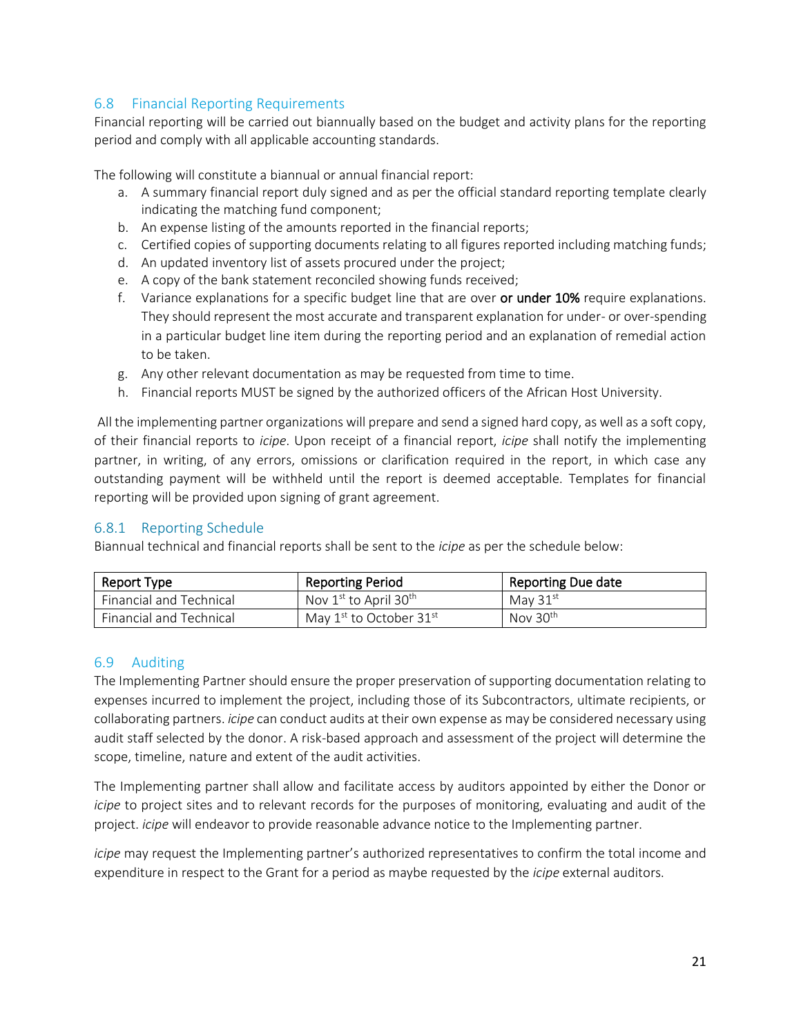## 6.8 Financial Reporting Requirements

Financial reporting will be carried out biannually based on the budget and activity plans for the reporting period and comply with all applicable accounting standards.

The following will constitute a biannual or annual financial report:

a. A summary financial report duly signed and as per the official standard reporting template clearly indicating the matching fund component;
b. An expense listing of the amounts reported in the financial reports;
c. Certified copies of supporting documents relating to all figures reported including matching funds;
d. An updated inventory list of assets procured under the project;
e. A copy of the bank statement reconciled showing funds received;
f. Variance explanations for a specific budget line that are over **or under 10%** require explanations. They should represent the most accurate and transparent explanation for under- or over-spending in a particular budget line item during the reporting period and an explanation of remedial action to be taken.
g. Any other relevant documentation as may be requested from time to time.
h. Financial reports MUST be signed by the authorized officers of the African Host University.

All the implementing partner organizations will prepare and send a signed hard copy, as well as a soft copy, of their financial reports to *icipe*. Upon receipt of a financial report, *icipe* shall notify the implementing partner, in writing, of any errors, omissions or clarification required in the report, in which case any outstanding payment will be withheld until the report is deemed acceptable. Templates for financial reporting will be provided upon signing of grant agreement.

### 6.8.1 Reporting Schedule

Biannual technical and financial reports shall be sent to the *icipe* as per the schedule below:

| Report Type | Reporting Period | Reporting Due date |
|---|---|---|
| Financial and Technical | Nov 1st to April 30th | May 31st |
| Financial and Technical | May 1st to October 31st | Nov 30th |

## 6.9 Auditing

The Implementing Partner should ensure the proper preservation of supporting documentation relating to expenses incurred to implement the project, including those of its Subcontractors, ultimate recipients, or collaborating partners. *icipe* can conduct audits at their own expense as may be considered necessary using audit staff selected by the donor. A risk-based approach and assessment of the project will determine the scope, timeline, nature and extent of the audit activities.

The Implementing partner shall allow and facilitate access by auditors appointed by either the Donor or *icipe* to project sites and to relevant records for the purposes of monitoring, evaluating and audit of the project. *icipe* will endeavor to provide reasonable advance notice to the Implementing partner.

*icipe* may request the Implementing partner's authorized representatives to confirm the total income and expenditure in respect to the Grant for a period as maybe requested by the *icipe* external auditors.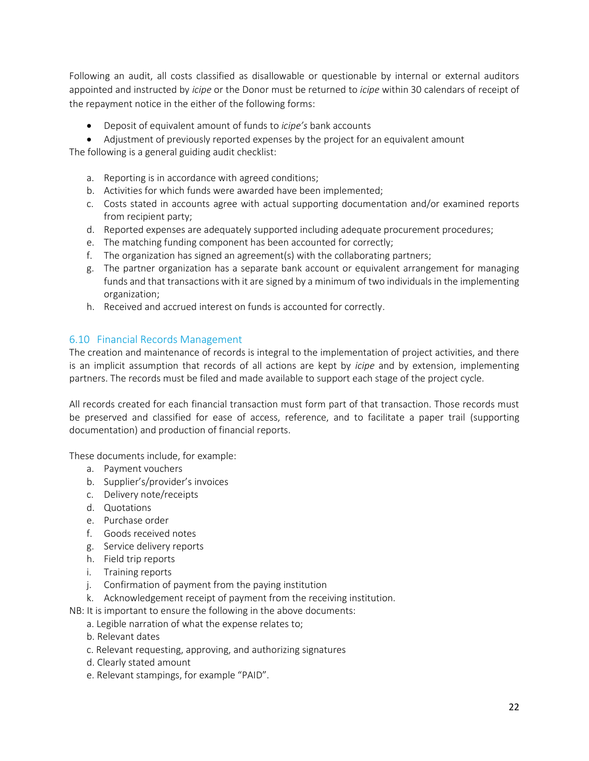Following an audit, all costs classified as disallowable or questionable by internal or external auditors appointed and instructed by *icipe* or the Donor must be returned to *icipe* within 30 calendars of receipt of the repayment notice in the either of the following forms:

- Deposit of equivalent amount of funds to *icipe's* bank accounts
- Adjustment of previously reported expenses by the project for an equivalent amount

The following is a general guiding audit checklist:

a. Reporting is in accordance with agreed conditions;
b. Activities for which funds were awarded have been implemented;
c. Costs stated in accounts agree with actual supporting documentation and/or examined reports from recipient party;
d. Reported expenses are adequately supported including adequate procurement procedures;
e. The matching funding component has been accounted for correctly;
f. The organization has signed an agreement(s) with the collaborating partners;
g. The partner organization has a separate bank account or equivalent arrangement for managing funds and that transactions with it are signed by a minimum of two individuals in the implementing organization;
h. Received and accrued interest on funds is accounted for correctly.

## 6.10 Financial Records Management

The creation and maintenance of records is integral to the implementation of project activities, and there is an implicit assumption that records of all actions are kept by *icipe* and by extension, implementing partners. The records must be filed and made available to support each stage of the project cycle.

All records created for each financial transaction must form part of that transaction. Those records must be preserved and classified for ease of access, reference, and to facilitate a paper trail (supporting documentation) and production of financial reports.

These documents include, for example:

a. Payment vouchers
b. Supplier's/provider's invoices
c. Delivery note/receipts
d. Quotations
e. Purchase order
f. Goods received notes
g. Service delivery reports
h. Field trip reports
i. Training reports
j. Confirmation of payment from the paying institution
k. Acknowledgement receipt of payment from the receiving institution.

NB: It is important to ensure the following in the above documents:

a. Legible narration of what the expense relates to;
b. Relevant dates
c. Relevant requesting, approving, and authorizing signatures
d. Clearly stated amount
e. Relevant stampings, for example "PAID".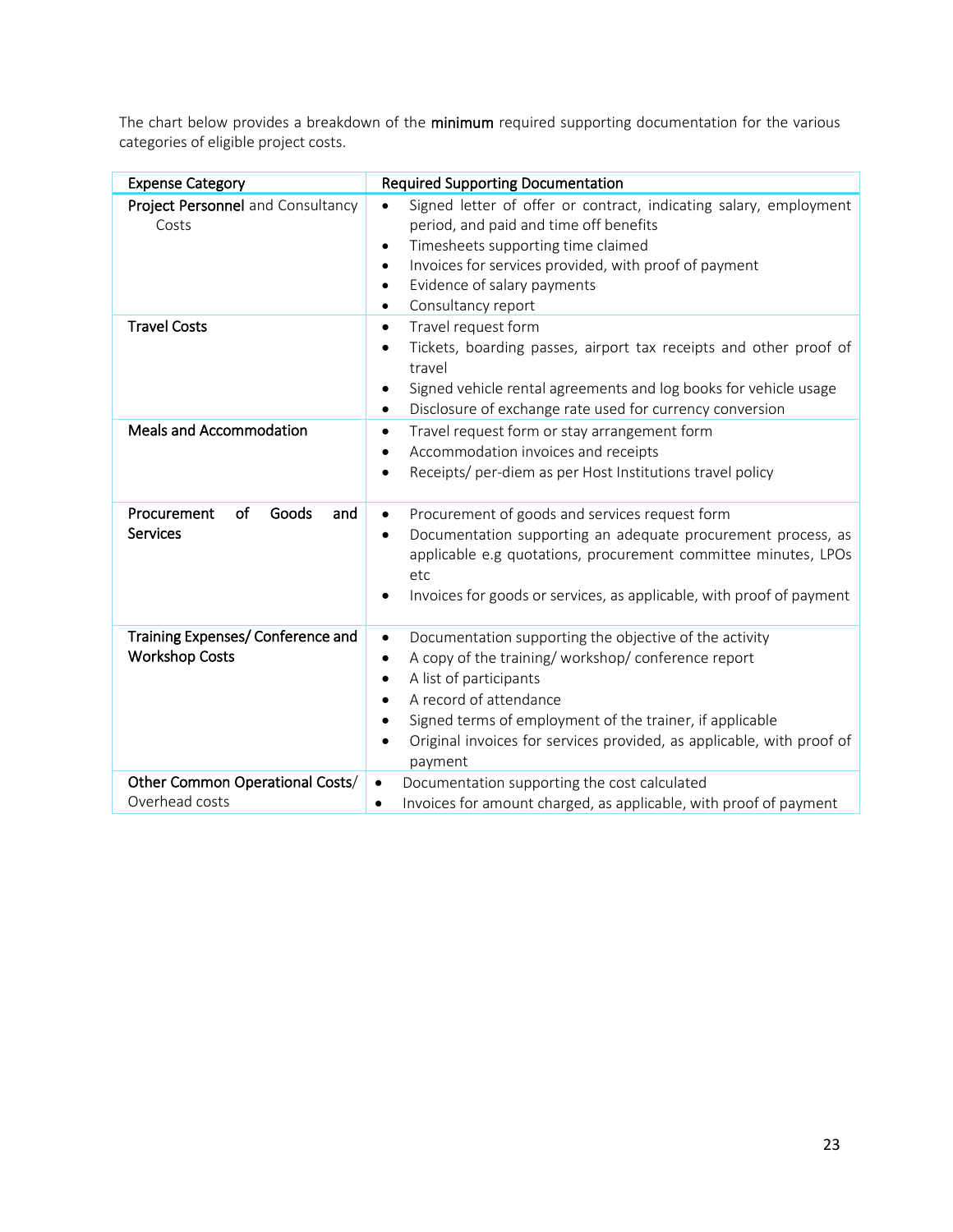The chart below provides a breakdown of the **minimum** required supporting documentation for the various categories of eligible project costs.

| Expense Category | Required Supporting Documentation |
|---|---|
| **Project Personnel** and Consultancy Costs | • Signed letter of offer or contract, indicating salary, employment period, and paid and time off benefits<br>• Timesheets supporting time claimed<br>• Invoices for services provided, with proof of payment<br>• Evidence of salary payments<br>• Consultancy report |
| **Travel Costs** | • Travel request form<br>• Tickets, boarding passes, airport tax receipts and other proof of travel<br>• Signed vehicle rental agreements and log books for vehicle usage<br>• Disclosure of exchange rate used for currency conversion |
| **Meals and Accommodation** | • Travel request form or stay arrangement form<br>• Accommodation invoices and receipts<br>• Receipts/ per-diem as per Host Institutions travel policy |
| **Procurement of Goods and Services** | • Procurement of goods and services request form<br>• Documentation supporting an adequate procurement process, as applicable e.g quotations, procurement committee minutes, LPOs etc<br>• Invoices for goods or services, as applicable, with proof of payment |
| **Training Expenses/ Conference and Workshop Costs** | • Documentation supporting the objective of the activity<br>• A copy of the training/ workshop/ conference report<br>• A list of participants<br>• A record of attendance<br>• Signed terms of employment of the trainer, if applicable<br>• Original invoices for services provided, as applicable, with proof of payment |
| **Other Common Operational Costs/** Overhead costs | • Documentation supporting the cost calculated<br>• Invoices for amount charged, as applicable, with proof of payment |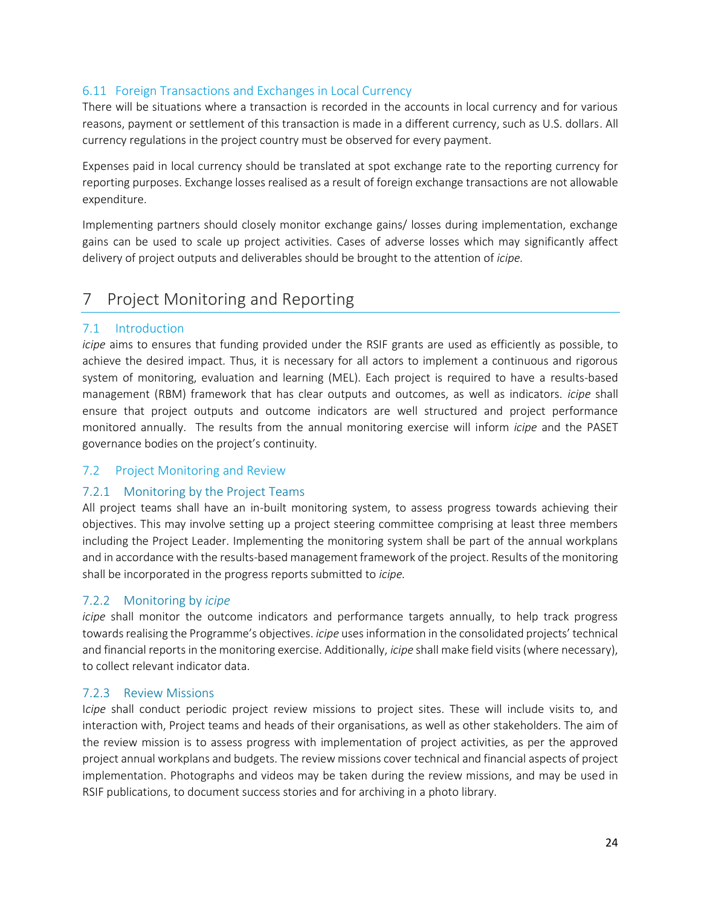## 6.11 Foreign Transactions and Exchanges in Local Currency

There will be situations where a transaction is recorded in the accounts in local currency and for various reasons, payment or settlement of this transaction is made in a different currency, such as U.S. dollars. All currency regulations in the project country must be observed for every payment.

Expenses paid in local currency should be translated at spot exchange rate to the reporting currency for reporting purposes. Exchange losses realised as a result of foreign exchange transactions are not allowable expenditure.

Implementing partners should closely monitor exchange gains/ losses during implementation, exchange gains can be used to scale up project activities. Cases of adverse losses which may significantly affect delivery of project outputs and deliverables should be brought to the attention of *icipe.*

# 7 Project Monitoring and Reporting

## 7.1 Introduction

*icipe* aims to ensures that funding provided under the RSIF grants are used as efficiently as possible, to achieve the desired impact. Thus, it is necessary for all actors to implement a continuous and rigorous system of monitoring, evaluation and learning (MEL). Each project is required to have a results-based management (RBM) framework that has clear outputs and outcomes, as well as indicators. *icipe* shall ensure that project outputs and outcome indicators are well structured and project performance monitored annually. The results from the annual monitoring exercise will inform *icipe* and the PASET governance bodies on the project's continuity.

## 7.2 Project Monitoring and Review

### 7.2.1 Monitoring by the Project Teams

All project teams shall have an in-built monitoring system, to assess progress towards achieving their objectives. This may involve setting up a project steering committee comprising at least three members including the Project Leader. Implementing the monitoring system shall be part of the annual workplans and in accordance with the results-based management framework of the project. Results of the monitoring shall be incorporated in the progress reports submitted to *icipe.*

### 7.2.2 Monitoring by *icipe*

*icipe* shall monitor the outcome indicators and performance targets annually, to help track progress towards realising the Programme's objectives. *icipe* uses information in the consolidated projects' technical and financial reports in the monitoring exercise. Additionally, *icipe* shall make field visits (where necessary), to collect relevant indicator data.

### 7.2.3 Review Missions

I*cipe* shall conduct periodic project review missions to project sites. These will include visits to, and interaction with, Project teams and heads of their organisations, as well as other stakeholders. The aim of the review mission is to assess progress with implementation of project activities, as per the approved project annual workplans and budgets. The review missions cover technical and financial aspects of project implementation. Photographs and videos may be taken during the review missions, and may be used in RSIF publications, to document success stories and for archiving in a photo library.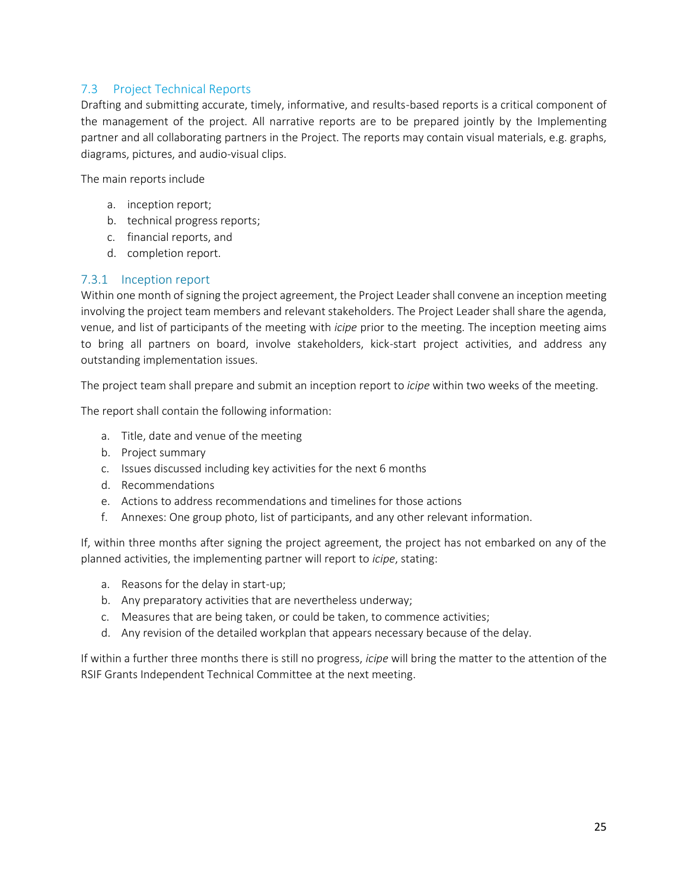## 7.3 Project Technical Reports

Drafting and submitting accurate, timely, informative, and results-based reports is a critical component of the management of the project. All narrative reports are to be prepared jointly by the Implementing partner and all collaborating partners in the Project. The reports may contain visual materials, e.g. graphs, diagrams, pictures, and audio-visual clips.

The main reports include

a. inception report;
b. technical progress reports;
c. financial reports, and
d. completion report.

### 7.3.1 Inception report

Within one month of signing the project agreement, the Project Leader shall convene an inception meeting involving the project team members and relevant stakeholders. The Project Leader shall share the agenda, venue, and list of participants of the meeting with *icipe* prior to the meeting. The inception meeting aims to bring all partners on board, involve stakeholders, kick-start project activities, and address any outstanding implementation issues.

The project team shall prepare and submit an inception report to *icipe* within two weeks of the meeting.

The report shall contain the following information:

a. Title, date and venue of the meeting
b. Project summary
c. Issues discussed including key activities for the next 6 months
d. Recommendations
e. Actions to address recommendations and timelines for those actions
f. Annexes: One group photo, list of participants, and any other relevant information.

If, within three months after signing the project agreement, the project has not embarked on any of the planned activities, the implementing partner will report to *icipe*, stating:

a. Reasons for the delay in start-up;
b. Any preparatory activities that are nevertheless underway;
c. Measures that are being taken, or could be taken, to commence activities;
d. Any revision of the detailed workplan that appears necessary because of the delay.

If within a further three months there is still no progress, *icipe* will bring the matter to the attention of the RSIF Grants Independent Technical Committee at the next meeting.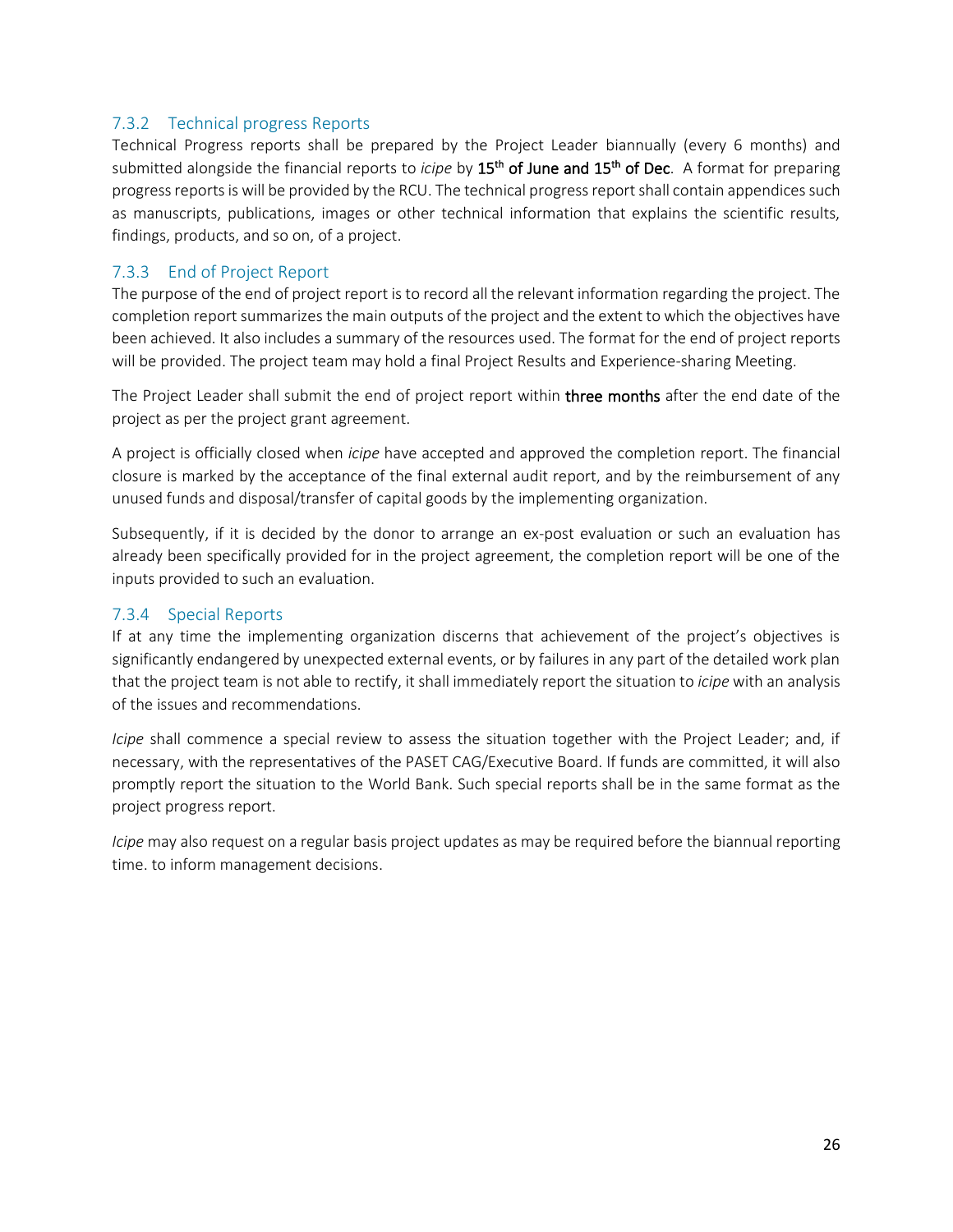### 7.3.2 Technical progress Reports

Technical Progress reports shall be prepared by the Project Leader biannually (every 6 months) and submitted alongside the financial reports to *icipe* by **15th of June and 15th of Dec**. A format for preparing progress reports is will be provided by the RCU. The technical progress report shall contain appendices such as manuscripts, publications, images or other technical information that explains the scientific results, findings, products, and so on, of a project.

### 7.3.3 End of Project Report

The purpose of the end of project report is to record all the relevant information regarding the project. The completion report summarizes the main outputs of the project and the extent to which the objectives have been achieved. It also includes a summary of the resources used. The format for the end of project reports will be provided. The project team may hold a final Project Results and Experience-sharing Meeting.

The Project Leader shall submit the end of project report within **three months** after the end date of the project as per the project grant agreement.

A project is officially closed when *icipe* have accepted and approved the completion report. The financial closure is marked by the acceptance of the final external audit report, and by the reimbursement of any unused funds and disposal/transfer of capital goods by the implementing organization.

Subsequently, if it is decided by the donor to arrange an ex-post evaluation or such an evaluation has already been specifically provided for in the project agreement, the completion report will be one of the inputs provided to such an evaluation.

### 7.3.4 Special Reports

If at any time the implementing organization discerns that achievement of the project's objectives is significantly endangered by unexpected external events, or by failures in any part of the detailed work plan that the project team is not able to rectify, it shall immediately report the situation to *icipe* with an analysis of the issues and recommendations.

*Icipe* shall commence a special review to assess the situation together with the Project Leader; and, if necessary, with the representatives of the PASET CAG/Executive Board. If funds are committed, it will also promptly report the situation to the World Bank. Such special reports shall be in the same format as the project progress report.

*Icipe* may also request on a regular basis project updates as may be required before the biannual reporting time. to inform management decisions.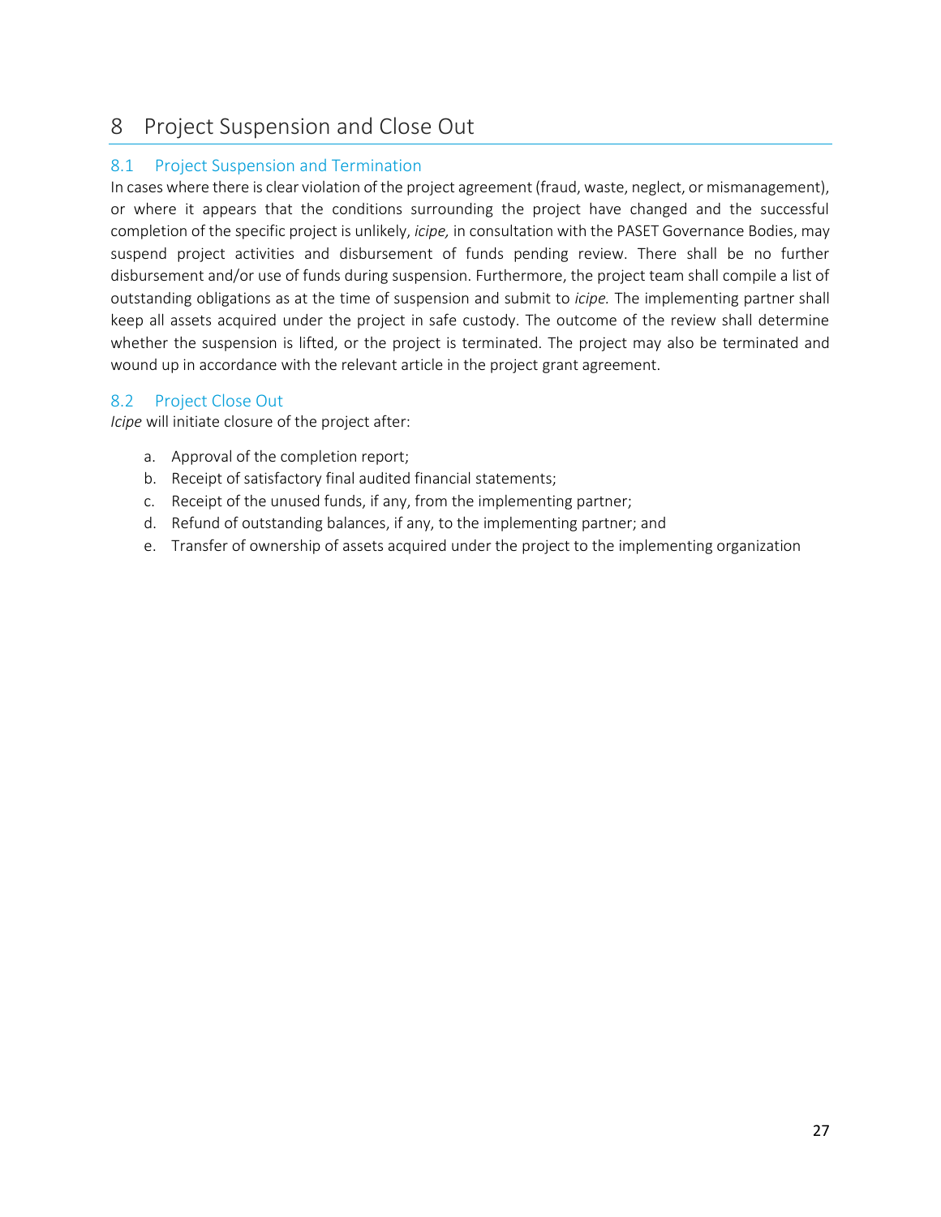# 8 Project Suspension and Close Out

## 8.1 Project Suspension and Termination

In cases where there is clear violation of the project agreement (fraud, waste, neglect, or mismanagement), or where it appears that the conditions surrounding the project have changed and the successful completion of the specific project is unlikely, *icipe,* in consultation with the PASET Governance Bodies, may suspend project activities and disbursement of funds pending review. There shall be no further disbursement and/or use of funds during suspension. Furthermore, the project team shall compile a list of outstanding obligations as at the time of suspension and submit to *icipe.* The implementing partner shall keep all assets acquired under the project in safe custody. The outcome of the review shall determine whether the suspension is lifted, or the project is terminated. The project may also be terminated and wound up in accordance with the relevant article in the project grant agreement.

## 8.2 Project Close Out

*Icipe* will initiate closure of the project after:

a. Approval of the completion report;
b. Receipt of satisfactory final audited financial statements;
c. Receipt of the unused funds, if any, from the implementing partner;
d. Refund of outstanding balances, if any, to the implementing partner; and
e. Transfer of ownership of assets acquired under the project to the implementing organization